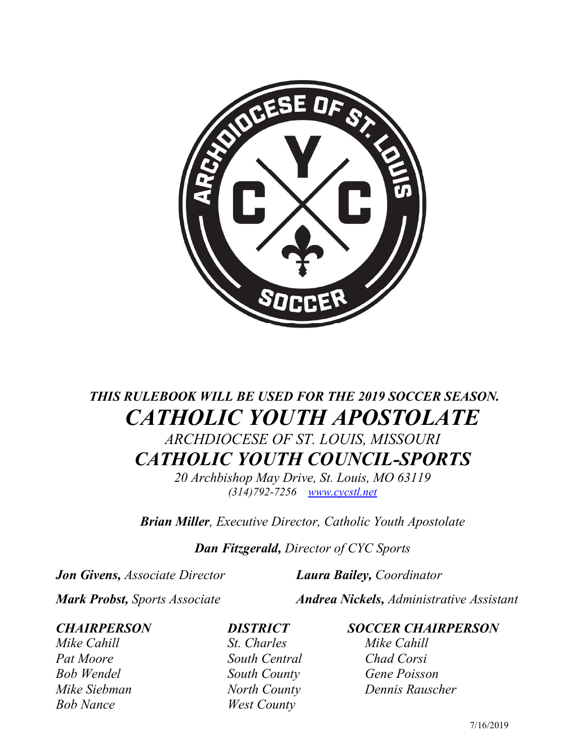***THIS RULEBOOK WILL BE USED FOR THE 2019 SOCCER SEASON.***

# *CATHOLIC YOUTH APOSTOLATE*

*ARCHDIOCESE OF ST. LOUIS, MISSOURI*

## *CATHOLIC YOUTH COUNCIL-SPORTS*

*20 Archbishop May Drive, St. Louis, MO 63119*
*(314)792-7256 [www.cycstl.net](http://www.cycstl.net)*

***Brian Miller**, Executive Director, Catholic Youth Apostolate*

***Dan Fitzgerald,** Director of CYC Sports*

***Jon Givens,** Associate Director*

***Laura Bailey,** Coordinator*

***Mark Probst,** Sports Associate*

***Andrea Nickels,** Administrative Assistant*

| ***CHAIRPERSON*** | ***DISTRICT*** | ***SOCCER CHAIRPERSON*** |
|---|---|---|
| *Mike Cahill* | *St. Charles* | *Mike Cahill* |
| *Pat Moore* | *South Central* | *Chad Corsi* |
| *Bob Wendel* | *South County* | *Gene Poisson* |
| *Mike Siebman* | *North County* | *Dennis Rauscher* |
| *Bob Nance* | *West County* | |

7/16/2019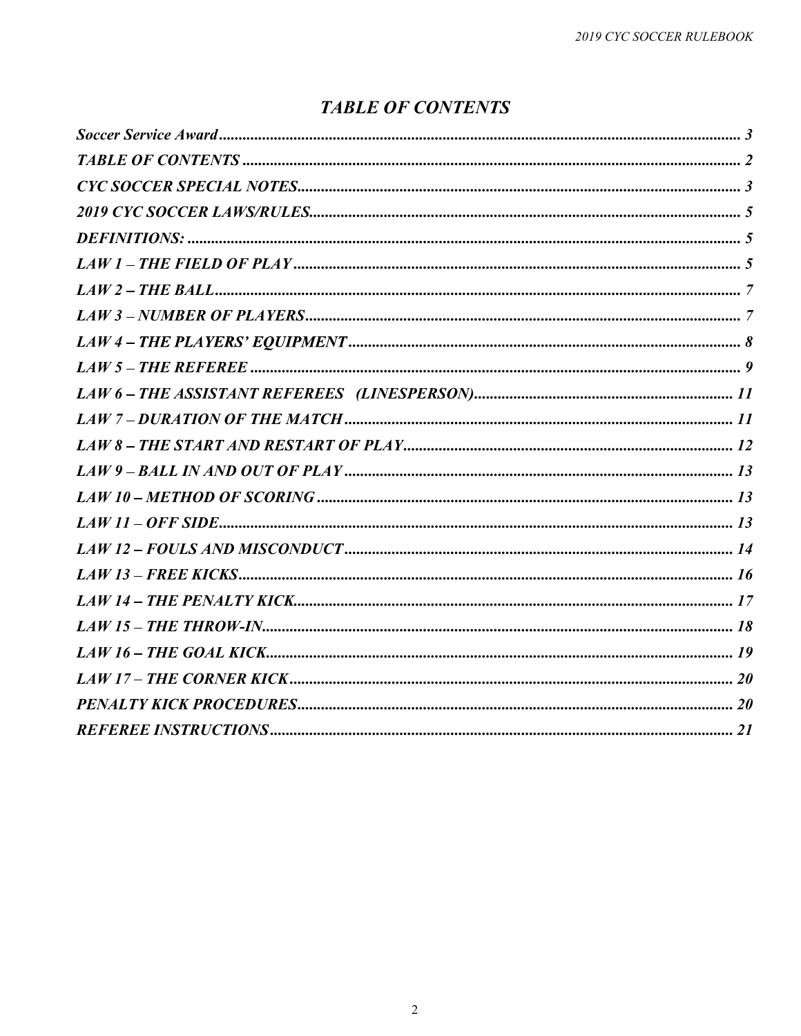## *TABLE OF CONTENTS*

***Soccer Service Award*** ........................................ ***3***
***TABLE OF CONTENTS*** ........................................ ***2***
***CYC SOCCER SPECIAL NOTES*** ........................................ ***3***
***2019 CYC SOCCER LAWS/RULES*** ........................................ ***5***
***DEFINITIONS:*** ........................................ ***5***
***LAW 1 – THE FIELD OF PLAY*** ........................................ ***5***
***LAW 2 – THE BALL*** ........................................ ***7***
***LAW 3 – NUMBER OF PLAYERS*** ........................................ ***7***
***LAW 4 – THE PLAYERS' EQUIPMENT*** ........................................ ***8***
***LAW 5 – THE REFEREE*** ........................................ ***9***
***LAW 6 – THE ASSISTANT REFEREES (LINESPERSON)*** ........................................ ***11***
***LAW 7 – DURATION OF THE MATCH*** ........................................ ***11***
***LAW 8 – THE START AND RESTART OF PLAY*** ........................................ ***12***
***LAW 9 – BALL IN AND OUT OF PLAY*** ........................................ ***13***
***LAW 10 – METHOD OF SCORING*** ........................................ ***13***
***LAW 11 – OFF SIDE*** ........................................ ***13***
***LAW 12 – FOULS AND MISCONDUCT*** ........................................ ***14***
***LAW 13 – FREE KICKS*** ........................................ ***16***
***LAW 14 – THE PENALTY KICK*** ........................................ ***17***
***LAW 15 – THE THROW-IN*** ........................................ ***18***
***LAW 16 – THE GOAL KICK*** ........................................ ***19***
***LAW 17 – THE CORNER KICK*** ........................................ ***20***
***PENALTY KICK PROCEDURES*** ........................................ ***20***
***REFEREE INSTRUCTIONS*** ........................................ ***21***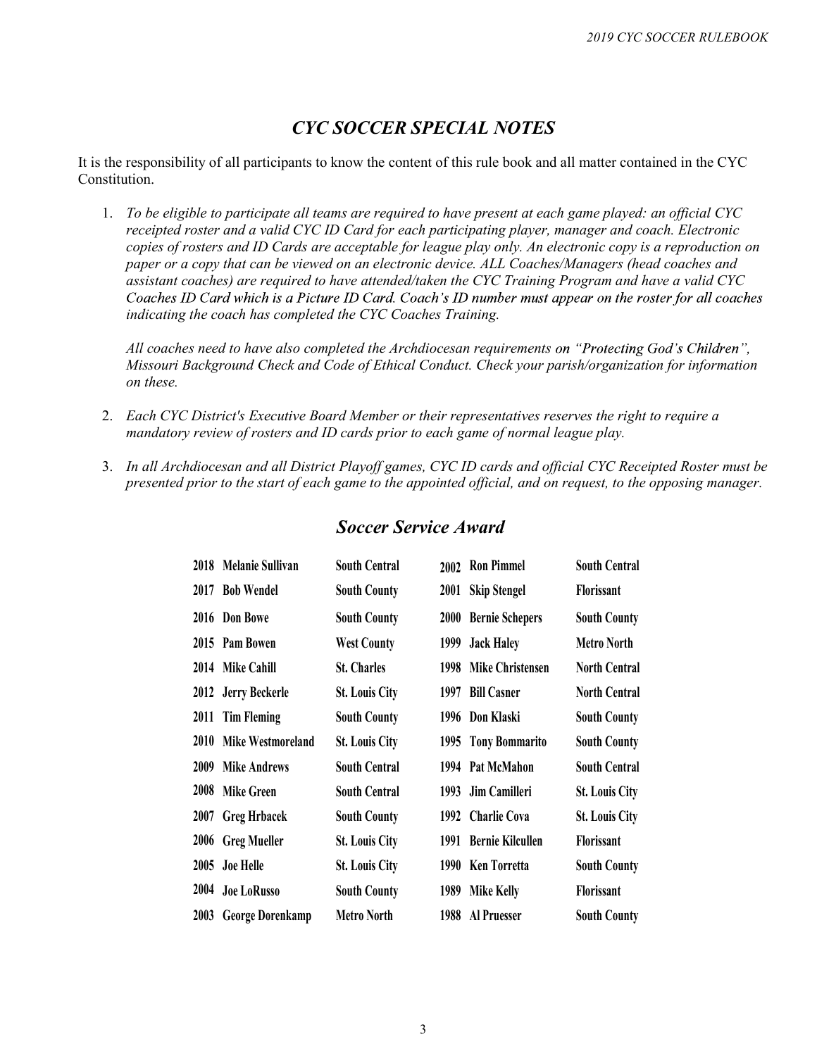## *CYC SOCCER SPECIAL NOTES*

It is the responsibility of all participants to know the content of this rule book and all matter contained in the CYC Constitution.

1. *To be eligible to participate all teams are required to have present at each game played: an official CYC receipted roster and a valid CYC ID Card for each participating player, manager and coach. Electronic copies of rosters and ID Cards are acceptable for league play only. An electronic copy is a reproduction on paper or a copy that can be viewed on an electronic device. ALL Coaches/Managers (head coaches and assistant coaches) are required to have attended/taken the CYC Training Program and have a valid CYC Coaches ID Card which is a Picture ID Card. Coach's ID number must appear on the roster for all coaches indicating the coach has completed the CYC Coaches Training.*

   *All coaches need to have also completed the Archdiocesan requirements on "Protecting God's Children", Missouri Background Check and Code of Ethical Conduct. Check your parish/organization for information on these.*

2. *Each CYC District's Executive Board Member or their representatives reserves the right to require a mandatory review of rosters and ID cards prior to each game of normal league play.*

3. *In all Archdiocesan and all District Playoff games, CYC ID cards and official CYC Receipted Roster must be presented prior to the start of each game to the appointed official, and on request, to the opposing manager.*

## *Soccer Service Award*

| Year | Name | District | Year | Name | District |
|---|---|---|---|---|---|
| 2018 | Melanie Sullivan | South Central | 2002 | Ron Pimmel | South Central |
| 2017 | Bob Wendel | South County | 2001 | Skip Stengel | Florissant |
| 2016 | Don Bowe | South County | 2000 | Bernie Schepers | South County |
| 2015 | Pam Bowen | West County | 1999 | Jack Haley | Metro North |
| 2014 | Mike Cahill | St. Charles | 1998 | Mike Christensen | North Central |
| 2012 | Jerry Beckerle | St. Louis City | 1997 | Bill Casner | North Central |
| 2011 | Tim Fleming | South County | 1996 | Don Klaski | South County |
| 2010 | Mike Westmoreland | St. Louis City | 1995 | Tony Bommarito | South County |
| 2009 | Mike Andrews | South Central | 1994 | Pat McMahon | South Central |
| 2008 | Mike Green | South Central | 1993 | Jim Camilleri | St. Louis City |
| 2007 | Greg Hrbacek | South County | 1992 | Charlie Cova | St. Louis City |
| 2006 | Greg Mueller | St. Louis City | 1991 | Bernie Kilcullen | Florissant |
| 2005 | Joe Helle | St. Louis City | 1990 | Ken Torretta | South County |
| 2004 | Joe LoRusso | South County | 1989 | Mike Kelly | Florissant |
| 2003 | George Dorenkamp | Metro North | 1988 | Al Pruesser | South County |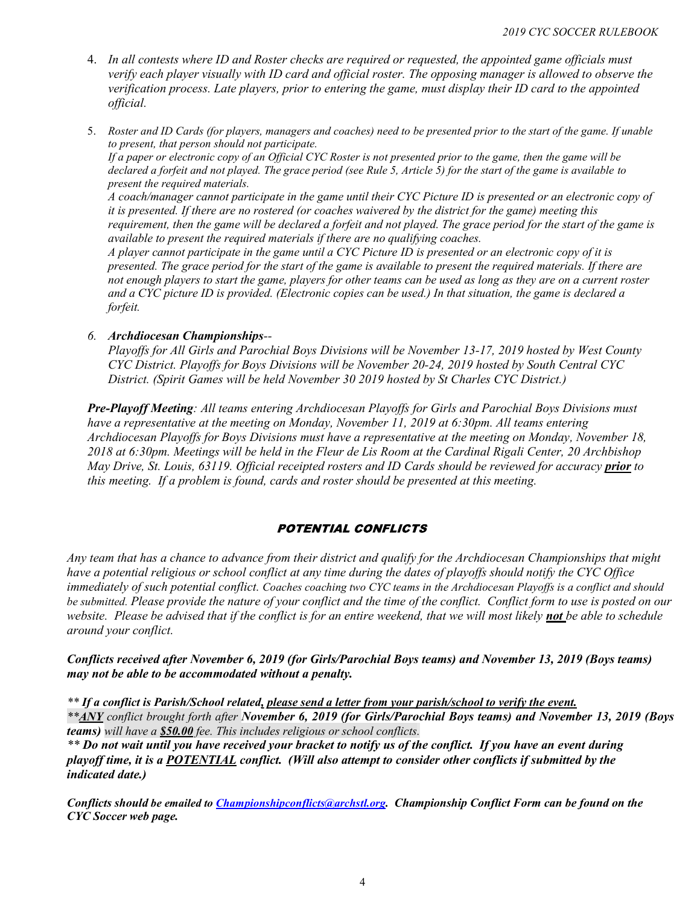4. *In all contests where ID and Roster checks are required or requested, the appointed game officials must verify each player visually with ID card and official roster. The opposing manager is allowed to observe the verification process. Late players, prior to entering the game, must display their ID card to the appointed official.*

5. *Roster and ID Cards (for players, managers and coaches) need to be presented prior to the start of the game. If unable to present, that person should not participate.*
   *If a paper or electronic copy of an Official CYC Roster is not presented prior to the game, then the game will be declared a forfeit and not played. The grace period (see Rule 5, Article 5) for the start of the game is available to present the required materials.*
   *A coach/manager cannot participate in the game until their CYC Picture ID is presented or an electronic copy of it is presented. If there are no rostered (or coaches waivered by the district for the game) meeting this requirement, then the game will be declared a forfeit and not played. The grace period for the start of the game is available to present the required materials if there are no qualifying coaches.*
   *A player cannot participate in the game until a CYC Picture ID is presented or an electronic copy of it is presented. The grace period for the start of the game is available to present the required materials. If there are not enough players to start the game, players for other teams can be used as long as they are on a current roster and a CYC picture ID is provided. (Electronic copies can be used.) In that situation, the game is declared a forfeit.*

6. ***Archdiocesan Championships**--*
   *Playoffs for All Girls and Parochial Boys Divisions will be November 13-17, 2019 hosted by West County CYC District. Playoffs for Boys Divisions will be November 20-24, 2019 hosted by South Central CYC District. (Spirit Games will be held November 30 2019 hosted by St Charles CYC District.)*

***Pre-Playoff Meeting**: All teams entering Archdiocesan Playoffs for Girls and Parochial Boys Divisions must have a representative at the meeting on Monday, November 11, 2019 at 6:30pm. All teams entering Archdiocesan Playoffs for Boys Divisions must have a representative at the meeting on Monday, November 18, 2018 at 6:30pm. Meetings will be held in the Fleur de Lis Room at the Cardinal Rigali Center, 20 Archbishop May Drive, St. Louis, 63119. Official receipted rosters and ID Cards should be reviewed for accuracy **prior** to this meeting. If a problem is found, cards and roster should be presented at this meeting.*

## POTENTIAL CONFLICTS

*Any team that has a chance to advance from their district and qualify for the Archdiocesan Championships that might have a potential religious or school conflict at any time during the dates of playoffs should notify the CYC Office immediately of such potential conflict. Coaches coaching two CYC teams in the Archdiocesan Playoffs is a conflict and should be submitted. Please provide the nature of your conflict and the time of the conflict. Conflict form to use is posted on our website. Please be advised that if the conflict is for an entire weekend, that we will most likely **not** be able to schedule around your conflict.*

***Conflicts received after November 6, 2019 (for Girls/Parochial Boys teams) and November 13, 2019 (Boys teams) may not be able to be accommodated without a penalty.***

***\*\* If a conflict is Parish/School related, please send a letter from your parish/school to verify the event.***
*\*\***ANY** conflict brought forth after **November 6, 2019 (for Girls/Parochial Boys teams) and November 13, 2019 (Boys teams)** will have a **$50.00** fee. This includes religious or school conflicts.*
***\*\* Do not wait until you have received your bracket to notify us of the conflict. If you have an event during playoff time, it is a POTENTIAL conflict. (Will also attempt to consider other conflicts if submitted by the indicated date.)***

***Conflicts should be emailed to Championshipconflicts@archstl.org. Championship Conflict Form can be found on the CYC Soccer web page.***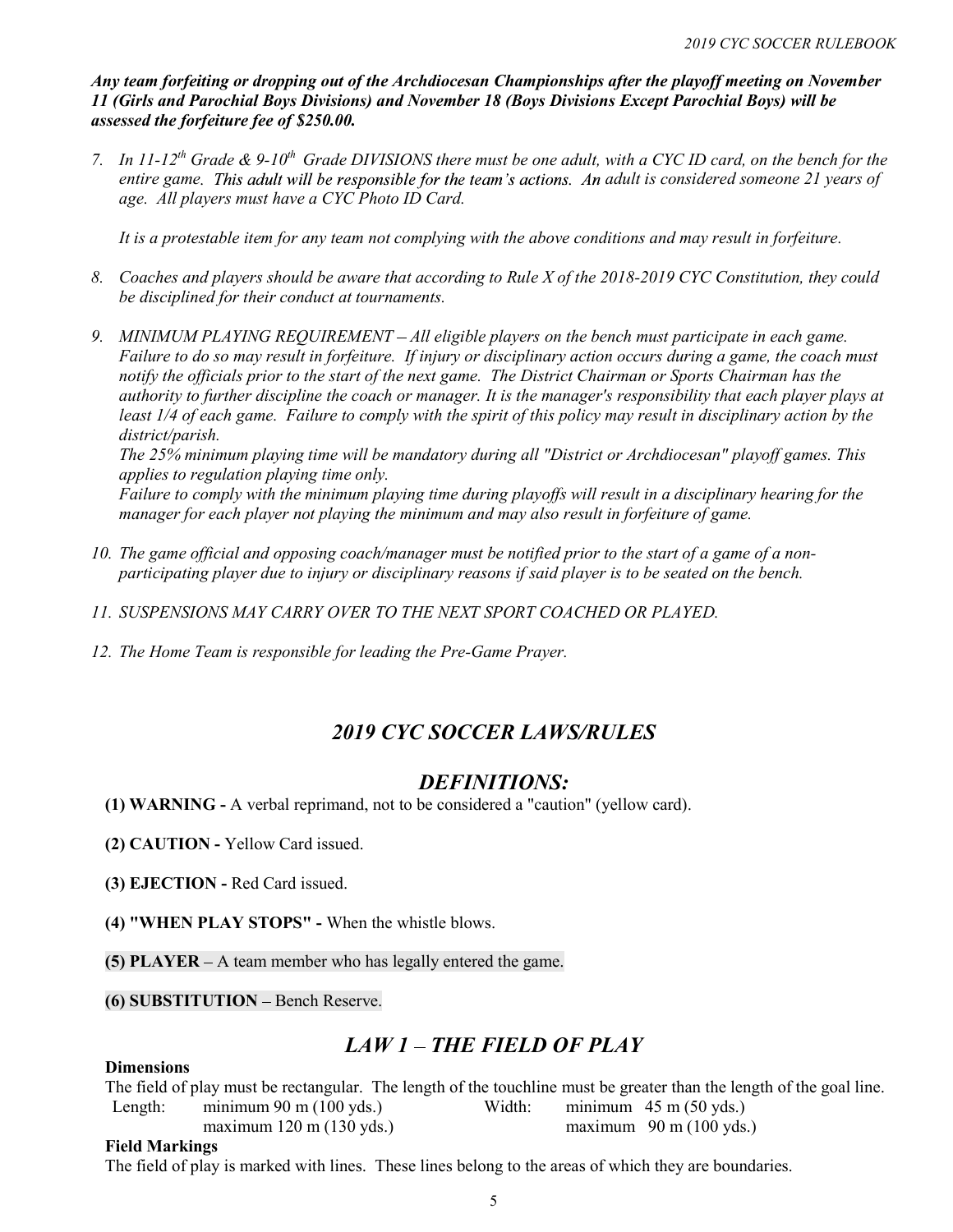***Any team forfeiting or dropping out of the Archdiocesan Championships after the playoff meeting on November 11 (Girls and Parochial Boys Divisions) and November 18 (Boys Divisions Except Parochial Boys) will be assessed the forfeiture fee of $250.00.***

7. *In 11-12th Grade & 9-10th Grade DIVISIONS there must be one adult, with a CYC ID card, on the bench for the entire game. This adult will be responsible for the team's actions. An adult is considered someone 21 years of age. All players must have a CYC Photo ID Card.*

   *It is a protestable item for any team not complying with the above conditions and may result in forfeiture.*

8. *Coaches and players should be aware that according to Rule X of the 2018-2019 CYC Constitution, they could be disciplined for their conduct at tournaments.*

9. *MINIMUM PLAYING REQUIREMENT – All eligible players on the bench must participate in each game. Failure to do so may result in forfeiture. If injury or disciplinary action occurs during a game, the coach must notify the officials prior to the start of the next game. The District Chairman or Sports Chairman has the authority to further discipline the coach or manager. It is the manager's responsibility that each player plays at least 1/4 of each game. Failure to comply with the spirit of this policy may result in disciplinary action by the district/parish.*
   *The 25% minimum playing time will be mandatory during all "District or Archdiocesan" playoff games. This applies to regulation playing time only.*
   *Failure to comply with the minimum playing time during playoffs will result in a disciplinary hearing for the manager for each player not playing the minimum and may also result in forfeiture of game.*

10. *The game official and opposing coach/manager must be notified prior to the start of a game of a non-participating player due to injury or disciplinary reasons if said player is to be seated on the bench.*

11. *SUSPENSIONS MAY CARRY OVER TO THE NEXT SPORT COACHED OR PLAYED.*

12. *The Home Team is responsible for leading the Pre-Game Prayer.*

## *2019 CYC SOCCER LAWS/RULES*

## *DEFINITIONS:*

**(1) WARNING -** A verbal reprimand, not to be considered a "caution" (yellow card).

**(2) CAUTION -** Yellow Card issued.

**(3) EJECTION -** Red Card issued.

**(4) "WHEN PLAY STOPS" -** When the whistle blows.

**(5) PLAYER** – A team member who has legally entered the game.

**(6) SUBSTITUTION** – Bench Reserve.

## *LAW 1 – THE FIELD OF PLAY*

**Dimensions**

The field of play must be rectangular. The length of the touchline must be greater than the length of the goal line.

| | | | |
|---|---|---|---|
| Length: | minimum 90 m (100 yds.) | Width: | minimum 45 m (50 yds.) |
| | maximum 120 m (130 yds.) | | maximum 90 m (100 yds.) |

**Field Markings**

The field of play is marked with lines. These lines belong to the areas of which they are boundaries.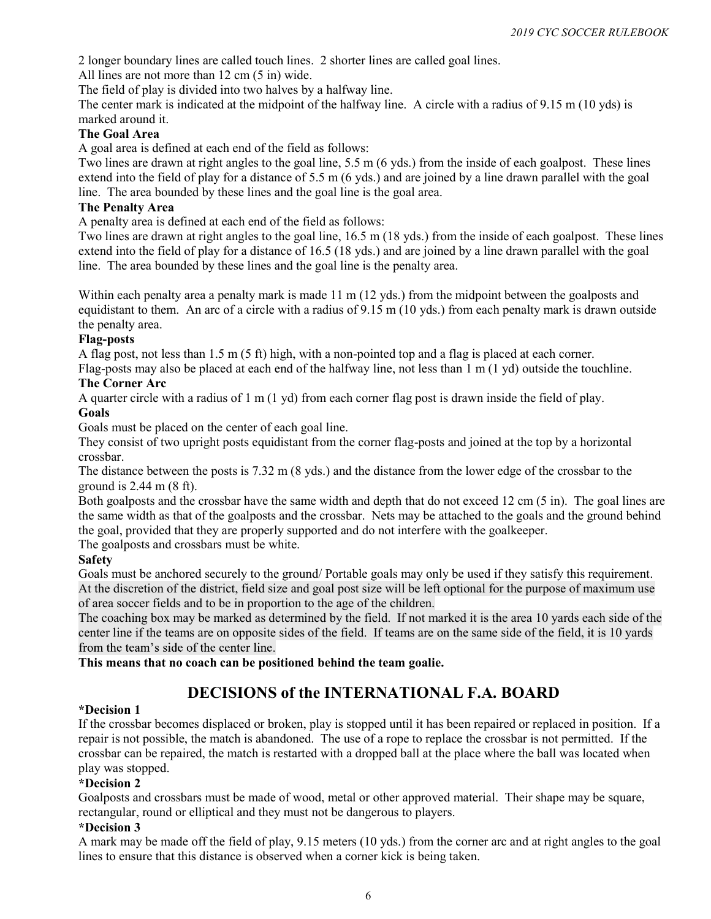2 longer boundary lines are called touch lines. 2 shorter lines are called goal lines.

All lines are not more than 12 cm (5 in) wide.

The field of play is divided into two halves by a halfway line.

The center mark is indicated at the midpoint of the halfway line. A circle with a radius of 9.15 m (10 yds) is marked around it.

**The Goal Area**

A goal area is defined at each end of the field as follows:

Two lines are drawn at right angles to the goal line, 5.5 m (6 yds.) from the inside of each goalpost. These lines extend into the field of play for a distance of 5.5 m (6 yds.) and are joined by a line drawn parallel with the goal line. The area bounded by these lines and the goal line is the goal area.

**The Penalty Area**

A penalty area is defined at each end of the field as follows:

Two lines are drawn at right angles to the goal line, 16.5 m (18 yds.) from the inside of each goalpost. These lines extend into the field of play for a distance of 16.5 (18 yds.) and are joined by a line drawn parallel with the goal line. The area bounded by these lines and the goal line is the penalty area.

Within each penalty area a penalty mark is made 11 m (12 yds.) from the midpoint between the goalposts and equidistant to them. An arc of a circle with a radius of 9.15 m (10 yds.) from each penalty mark is drawn outside the penalty area.

**Flag-posts**

A flag post, not less than 1.5 m (5 ft) high, with a non-pointed top and a flag is placed at each corner.

Flag-posts may also be placed at each end of the halfway line, not less than 1 m (1 yd) outside the touchline.

**The Corner Arc**

A quarter circle with a radius of 1 m (1 yd) from each corner flag post is drawn inside the field of play.

**Goals**

Goals must be placed on the center of each goal line.

They consist of two upright posts equidistant from the corner flag-posts and joined at the top by a horizontal crossbar.

The distance between the posts is 7.32 m (8 yds.) and the distance from the lower edge of the crossbar to the ground is 2.44 m (8 ft).

Both goalposts and the crossbar have the same width and depth that do not exceed 12 cm (5 in). The goal lines are the same width as that of the goalposts and the crossbar. Nets may be attached to the goals and the ground behind the goal, provided that they are properly supported and do not interfere with the goalkeeper.

The goalposts and crossbars must be white.

**Safety**

Goals must be anchored securely to the ground/ Portable goals may only be used if they satisfy this requirement.

At the discretion of the district, field size and goal post size will be left optional for the purpose of maximum use of area soccer fields and to be in proportion to the age of the children.

The coaching box may be marked as determined by the field. If not marked it is the area 10 yards each side of the center line if the teams are on opposite sides of the field. If teams are on the same side of the field, it is 10 yards from the team's side of the center line.

**This means that no coach can be positioned behind the team goalie.**

## DECISIONS of the INTERNATIONAL F.A. BOARD

**\*Decision 1**

If the crossbar becomes displaced or broken, play is stopped until it has been repaired or replaced in position. If a repair is not possible, the match is abandoned. The use of a rope to replace the crossbar is not permitted. If the crossbar can be repaired, the match is restarted with a dropped ball at the place where the ball was located when play was stopped.

**\*Decision 2**

Goalposts and crossbars must be made of wood, metal or other approved material. Their shape may be square, rectangular, round or elliptical and they must not be dangerous to players.

**\*Decision 3**

A mark may be made off the field of play, 9.15 meters (10 yds.) from the corner arc and at right angles to the goal lines to ensure that this distance is observed when a corner kick is being taken.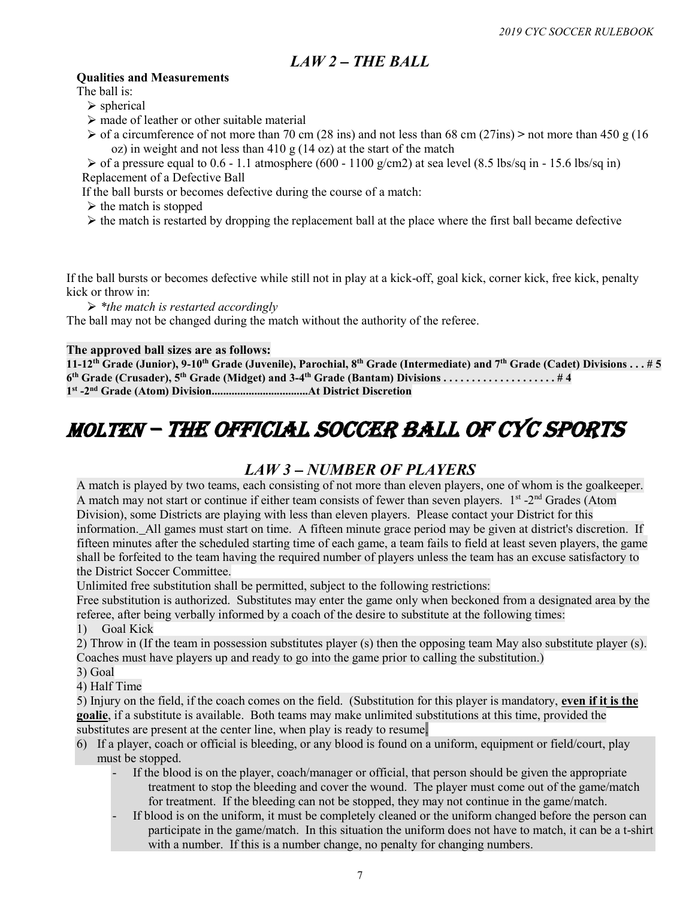## *LAW 2 – THE BALL*

**Qualities and Measurements**

The ball is:

- spherical
- made of leather or other suitable material
- of a circumference of not more than 70 cm (28 ins) and not less than 68 cm (27ins) > not more than 450 g (16 oz) in weight and not less than 410 g (14 oz) at the start of the match
- of a pressure equal to 0.6 - 1.1 atmosphere (600 - 1100 g/cm2) at sea level (8.5 lbs/sq in - 15.6 lbs/sq in)

Replacement of a Defective Ball

If the ball bursts or becomes defective during the course of a match:

- the match is stopped
- the match is restarted by dropping the replacement ball at the place where the first ball became defective

If the ball bursts or becomes defective while still not in play at a kick-off, goal kick, corner kick, free kick, penalty kick or throw in:

- *\*the match is restarted accordingly*

The ball may not be changed during the match without the authority of the referee.

**The approved ball sizes are as follows:**

**11-12th Grade (Junior), 9-10th Grade (Juvenile), Parochial, 8th Grade (Intermediate) and 7th Grade (Cadet) Divisions . . . # 5**
**6th Grade (Crusader), 5th Grade (Midget) and 3-4th Grade (Bantam) Divisions . . . . . . . . . . . . . . . . . . . . # 4**
**1st -2nd Grade (Atom) Division..................................At District Discretion**

# *MOLTEN – THE OFFICIAL SOCCER BALL OF CYC SPORTS*

## *LAW 3 – NUMBER OF PLAYERS*

A match is played by two teams, each consisting of not more than eleven players, one of whom is the goalkeeper. A match may not start or continue if either team consists of fewer than seven players. 1st -2nd Grades (Atom Division), some Districts are playing with less than eleven players. Please contact your District for this information. All games must start on time. A fifteen minute grace period may be given at district's discretion. If fifteen minutes after the scheduled starting time of each game, a team fails to field at least seven players, the game shall be forfeited to the team having the required number of players unless the team has an excuse satisfactory to the District Soccer Committee.

Unlimited free substitution shall be permitted, subject to the following restrictions:

Free substitution is authorized. Substitutes may enter the game only when beckoned from a designated area by the referee, after being verbally informed by a coach of the desire to substitute at the following times:

1) Goal Kick
2) Throw in (If the team in possession substitutes player (s) then the opposing team May also substitute player (s). Coaches must have players up and ready to go into the game prior to calling the substitution.)
3) Goal
4) Half Time
5) Injury on the field, if the coach comes on the field. (Substitution for this player is mandatory, **<u>even if it is the goalie</u>**, if a substitute is available. Both teams may make unlimited substitutions at this time, provided the substitutes are present at the center line, when play is ready to resume.
6) If a player, coach or official is bleeding, or any blood is found on a uniform, equipment or field/court, play must be stopped.
   - If the blood is on the player, coach/manager or official, that person should be given the appropriate treatment to stop the bleeding and cover the wound. The player must come out of the game/match for treatment. If the bleeding can not be stopped, they may not continue in the game/match.
   - If blood is on the uniform, it must be completely cleaned or the uniform changed before the person can participate in the game/match. In this situation the uniform does not have to match, it can be a t-shirt with a number. If this is a number change, no penalty for changing numbers.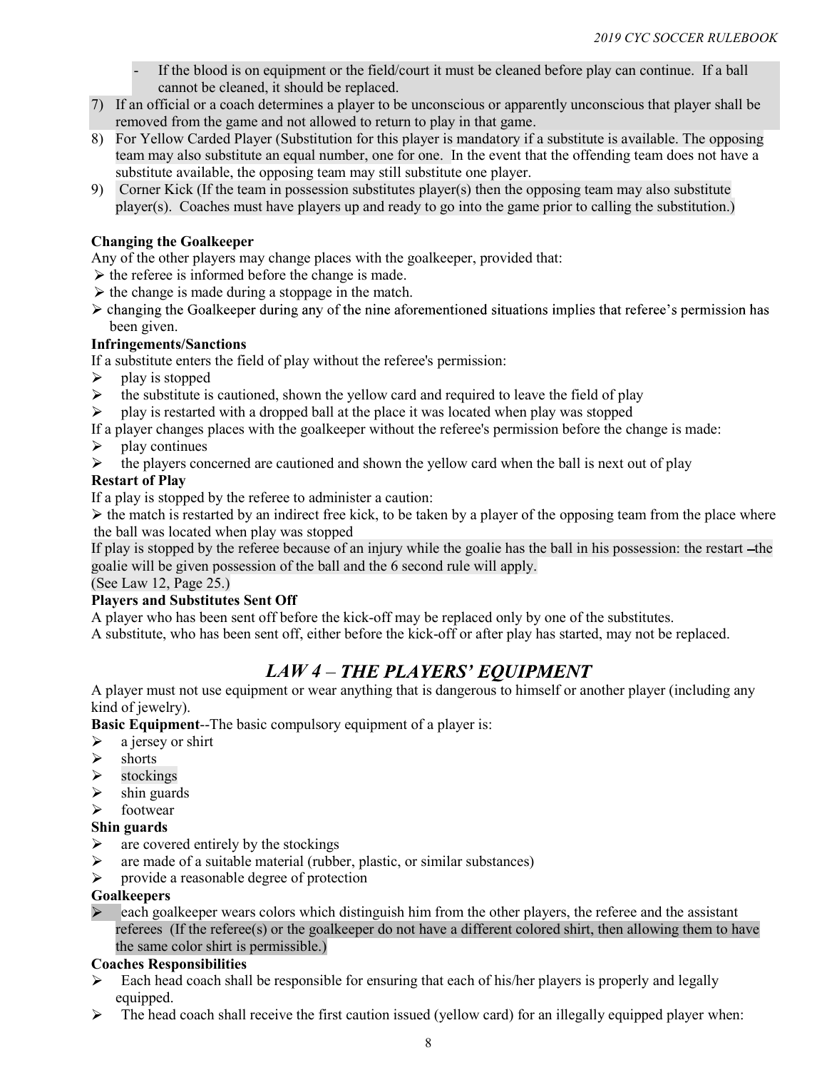- If the blood is on equipment or the field/court it must be cleaned before play can continue. If a ball cannot be cleaned, it should be replaced.

7) If an official or a coach determines a player to be unconscious or apparently unconscious that player shall be removed from the game and not allowed to return to play in that game.
8) For Yellow Carded Player (Substitution for this player is mandatory if a substitute is available. The opposing team may also substitute an equal number, one for one. In the event that the offending team does not have a substitute available, the opposing team may still substitute one player.
9) Corner Kick (If the team in possession substitutes player(s) then the opposing team may also substitute player(s). Coaches must have players up and ready to go into the game prior to calling the substitution.)

**Changing the Goalkeeper**

Any of the other players may change places with the goalkeeper, provided that:

- the referee is informed before the change is made.
- the change is made during a stoppage in the match.
- changing the Goalkeeper during any of the nine aforementioned situations implies that referee's permission has been given.

**Infringements/Sanctions**

If a substitute enters the field of play without the referee's permission:

- play is stopped
- the substitute is cautioned, shown the yellow card and required to leave the field of play
- play is restarted with a dropped ball at the place it was located when play was stopped

If a player changes places with the goalkeeper without the referee's permission before the change is made:

- play continues
- the players concerned are cautioned and shown the yellow card when the ball is next out of play

**Restart of Play**

If a play is stopped by the referee to administer a caution:

- the match is restarted by an indirect free kick, to be taken by a player of the opposing team from the place where the ball was located when play was stopped

If play is stopped by the referee because of an injury while the goalie has the ball in his possession: the restart –the goalie will be given possession of the ball and the 6 second rule will apply.

(See Law 12, Page 25.)

**Players and Substitutes Sent Off**

A player who has been sent off before the kick-off may be replaced only by one of the substitutes.

A substitute, who has been sent off, either before the kick-off or after play has started, may not be replaced.

# *LAW 4 – THE PLAYERS' EQUIPMENT*

A player must not use equipment or wear anything that is dangerous to himself or another player (including any kind of jewelry).

**Basic Equipment**--The basic compulsory equipment of a player is:

- a jersey or shirt
- shorts
- stockings
- shin guards
- footwear

**Shin guards**

- are covered entirely by the stockings
- are made of a suitable material (rubber, plastic, or similar substances)
- provide a reasonable degree of protection

**Goalkeepers**

- each goalkeeper wears colors which distinguish him from the other players, the referee and the assistant referees (If the referee(s) or the goalkeeper do not have a different colored shirt, then allowing them to have the same color shirt is permissible.)

**Coaches Responsibilities**

- Each head coach shall be responsible for ensuring that each of his/her players is properly and legally equipped.
- The head coach shall receive the first caution issued (yellow card) for an illegally equipped player when: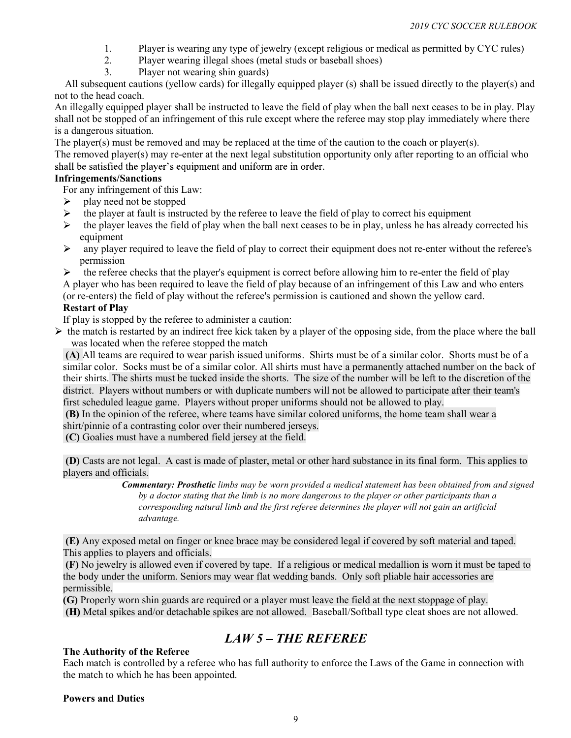1. Player is wearing any type of jewelry (except religious or medical as permitted by CYC rules)
2. Player wearing illegal shoes (metal studs or baseball shoes)
3. Player not wearing shin guards)

All subsequent cautions (yellow cards) for illegally equipped player (s) shall be issued directly to the player(s) and not to the head coach.

An illegally equipped player shall be instructed to leave the field of play when the ball next ceases to be in play. Play shall not be stopped of an infringement of this rule except where the referee may stop play immediately where there is a dangerous situation.

The player(s) must be removed and may be replaced at the time of the caution to the coach or player(s).

The removed player(s) may re-enter at the next legal substitution opportunity only after reporting to an official who shall be satisfied the player's equipment and uniform are in order.

**Infringements/Sanctions**

For any infringement of this Law:

- play need not be stopped
- the player at fault is instructed by the referee to leave the field of play to correct his equipment
- the player leaves the field of play when the ball next ceases to be in play, unless he has already corrected his equipment
- any player required to leave the field of play to correct their equipment does not re-enter without the referee's permission
- the referee checks that the player's equipment is correct before allowing him to re-enter the field of play

A player who has been required to leave the field of play because of an infringement of this Law and who enters (or re-enters) the field of play without the referee's permission is cautioned and shown the yellow card.

**Restart of Play**

If play is stopped by the referee to administer a caution:

- the match is restarted by an indirect free kick taken by a player of the opposing side, from the place where the ball was located when the referee stopped the match

**(A)** All teams are required to wear parish issued uniforms. Shirts must be of a similar color. Shorts must be of a similar color. Socks must be of a similar color. All shirts must have a permanently attached number on the back of their shirts. The shirts must be tucked inside the shorts. The size of the number will be left to the discretion of the district. Players without numbers or with duplicate numbers will not be allowed to participate after their team's first scheduled league game. Players without proper uniforms should not be allowed to play.

**(B)** In the opinion of the referee, where teams have similar colored uniforms, the home team shall wear a shirt/pinnie of a contrasting color over their numbered jerseys.

**(C)** Goalies must have a numbered field jersey at the field.

**(D)** Casts are not legal. A cast is made of plaster, metal or other hard substance in its final form. This applies to players and officials.

> ***Commentary: Prosthetic*** *limbs may be worn provided a medical statement has been obtained from and signed by a doctor stating that the limb is no more dangerous to the player or other participants than a corresponding natural limb and the first referee determines the player will not gain an artificial advantage.*

**(E)** Any exposed metal on finger or knee brace may be considered legal if covered by soft material and taped. This applies to players and officials.

**(F)** No jewelry is allowed even if covered by tape. If a religious or medical medallion is worn it must be taped to the body under the uniform. Seniors may wear flat wedding bands. Only soft pliable hair accessories are permissible.

**(G)** Properly worn shin guards are required or a player must leave the field at the next stoppage of play.

**(H)** Metal spikes and/or detachable spikes are not allowed. Baseball/Softball type cleat shoes are not allowed.

## *LAW 5 – THE REFEREE*

**The Authority of the Referee**

Each match is controlled by a referee who has full authority to enforce the Laws of the Game in connection with the match to which he has been appointed.

**Powers and Duties**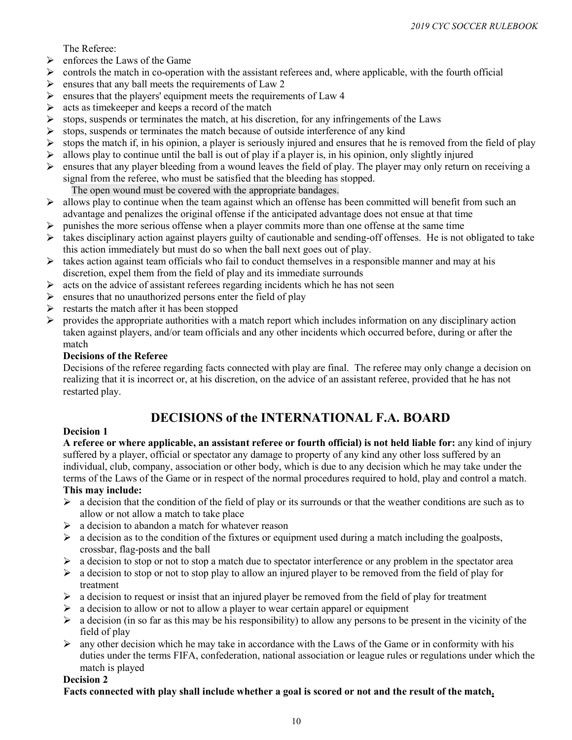The Referee:

- enforces the Laws of the Game
- controls the match in co-operation with the assistant referees and, where applicable, with the fourth official
- ensures that any ball meets the requirements of Law 2
- ensures that the players' equipment meets the requirements of Law 4
- acts as timekeeper and keeps a record of the match
- stops, suspends or terminates the match, at his discretion, for any infringements of the Laws
- stops, suspends or terminates the match because of outside interference of any kind
- stops the match if, in his opinion, a player is seriously injured and ensures that he is removed from the field of play
- allows play to continue until the ball is out of play if a player is, in his opinion, only slightly injured
- ensures that any player bleeding from a wound leaves the field of play. The player may only return on receiving a signal from the referee, who must be satisfied that the bleeding has stopped.
  The open wound must be covered with the appropriate bandages.
- allows play to continue when the team against which an offense has been committed will benefit from such an advantage and penalizes the original offense if the anticipated advantage does not ensue at that time
- punishes the more serious offense when a player commits more than one offense at the same time
- takes disciplinary action against players guilty of cautionable and sending-off offenses. He is not obligated to take this action immediately but must do so when the ball next goes out of play.
- takes action against team officials who fail to conduct themselves in a responsible manner and may at his discretion, expel them from the field of play and its immediate surrounds
- acts on the advice of assistant referees regarding incidents which he has not seen
- ensures that no unauthorized persons enter the field of play
- restarts the match after it has been stopped
- provides the appropriate authorities with a match report which includes information on any disciplinary action taken against players, and/or team officials and any other incidents which occurred before, during or after the match

**Decisions of the Referee**

Decisions of the referee regarding facts connected with play are final. The referee may only change a decision on realizing that it is incorrect or, at his discretion, on the advice of an assistant referee, provided that he has not restarted play.

## DECISIONS of the INTERNATIONAL F.A. BOARD

**Decision 1**

**A referee or where applicable, an assistant referee or fourth official) is not held liable for:** any kind of injury suffered by a player, official or spectator any damage to property of any kind any other loss suffered by an individual, club, company, association or other body, which is due to any decision which he may take under the terms of the Laws of the Game or in respect of the normal procedures required to hold, play and control a match.

**This may include:**

- a decision that the condition of the field of play or its surrounds or that the weather conditions are such as to allow or not allow a match to take place
- a decision to abandon a match for whatever reason
- a decision as to the condition of the fixtures or equipment used during a match including the goalposts, crossbar, flag-posts and the ball
- a decision to stop or not to stop a match due to spectator interference or any problem in the spectator area
- a decision to stop or not to stop play to allow an injured player to be removed from the field of play for treatment
- a decision to request or insist that an injured player be removed from the field of play for treatment
- a decision to allow or not to allow a player to wear certain apparel or equipment
- a decision (in so far as this may be his responsibility) to allow any persons to be present in the vicinity of the field of play
- any other decision which he may take in accordance with the Laws of the Game or in conformity with his duties under the terms FIFA, confederation, national association or league rules or regulations under which the match is played

**Decision 2**

**Facts connected with play shall include whether a goal is scored or not and the result of the match.**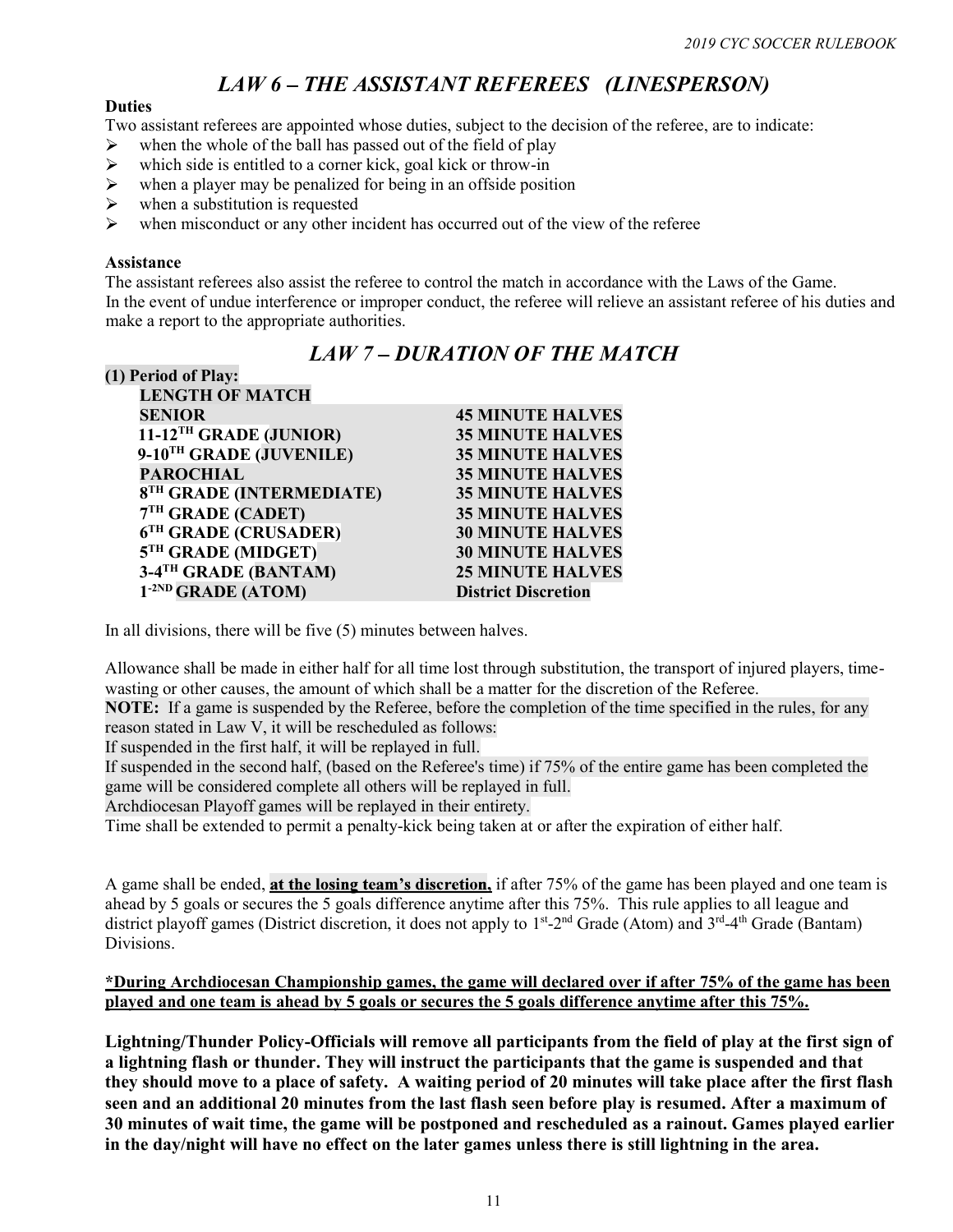## *LAW 6 – THE ASSISTANT REFEREES (LINESPERSON)*

**Duties**

Two assistant referees are appointed whose duties, subject to the decision of the referee, are to indicate:

- when the whole of the ball has passed out of the field of play
- which side is entitled to a corner kick, goal kick or throw-in
- when a player may be penalized for being in an offside position
- when a substitution is requested
- when misconduct or any other incident has occurred out of the view of the referee

**Assistance**

The assistant referees also assist the referee to control the match in accordance with the Laws of the Game.
In the event of undue interference or improper conduct, the referee will relieve an assistant referee of his duties and make a report to the appropriate authorities.

## *LAW 7 – DURATION OF THE MATCH*

**(1) Period of Play:**

| **LENGTH OF MATCH** | |
|---|---|
| **SENIOR** | **45 MINUTE HALVES** |
| **11-12TH GRADE (JUNIOR)** | **35 MINUTE HALVES** |
| **9-10TH GRADE (JUVENILE)** | **35 MINUTE HALVES** |
| **PAROCHIAL** | **35 MINUTE HALVES** |
| **8TH GRADE (INTERMEDIATE)** | **35 MINUTE HALVES** |
| **7TH GRADE (CADET)** | **35 MINUTE HALVES** |
| **6TH GRADE (CRUSADER)** | **30 MINUTE HALVES** |
| **5TH GRADE (MIDGET)** | **30 MINUTE HALVES** |
| **3-4TH GRADE (BANTAM)** | **25 MINUTE HALVES** |
| **1-2ND GRADE (ATOM)** | **District Discretion** |

In all divisions, there will be five (5) minutes between halves.

Allowance shall be made in either half for all time lost through substitution, the transport of injured players, time-wasting or other causes, the amount of which shall be a matter for the discretion of the Referee.

**NOTE:** If a game is suspended by the Referee, before the completion of the time specified in the rules, for any reason stated in Law V, it will be rescheduled as follows:

If suspended in the first half, it will be replayed in full.

If suspended in the second half, (based on the Referee's time) if 75% of the entire game has been completed the game will be considered complete all others will be replayed in full.

Archdiocesan Playoff games will be replayed in their entirety.

Time shall be extended to permit a penalty-kick being taken at or after the expiration of either half.

A game shall be ended, **<u>at the losing team's discretion,</u>** if after 75% of the game has been played and one team is ahead by 5 goals or secures the 5 goals difference anytime after this 75%. This rule applies to all league and district playoff games (District discretion, it does not apply to 1st-2nd Grade (Atom) and 3rd-4th Grade (Bantam) Divisions.

**<u>*During Archdiocesan Championship games, the game will declared over if after 75% of the game has been played and one team is ahead by 5 goals or secures the 5 goals difference anytime after this 75%.</u>**

**Lightning/Thunder Policy-Officials will remove all participants from the field of play at the first sign of a lightning flash or thunder. They will instruct the participants that the game is suspended and that they should move to a place of safety. A waiting period of 20 minutes will take place after the first flash seen and an additional 20 minutes from the last flash seen before play is resumed. After a maximum of 30 minutes of wait time, the game will be postponed and rescheduled as a rainout. Games played earlier in the day/night will have no effect on the later games unless there is still lightning in the area.**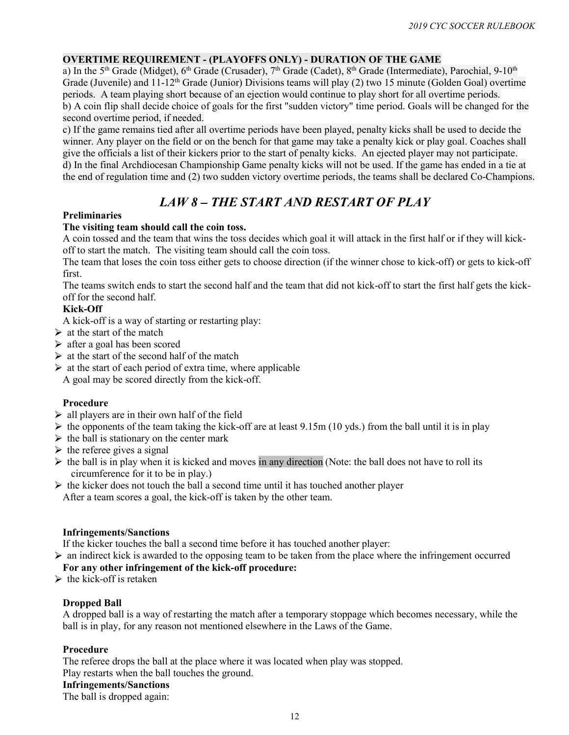**OVERTIME REQUIREMENT - (PLAYOFFS ONLY) - DURATION OF THE GAME**

a) In the 5th Grade (Midget), 6th Grade (Crusader), 7th Grade (Cadet), 8th Grade (Intermediate), Parochial, 9-10th Grade (Juvenile) and 11-12th Grade (Junior) Divisions teams will play (2) two 15 minute (Golden Goal) overtime periods. A team playing short because of an ejection would continue to play short for all overtime periods.

b) A coin flip shall decide choice of goals for the first "sudden victory" time period. Goals will be changed for the second overtime period, if needed.

c) If the game remains tied after all overtime periods have been played, penalty kicks shall be used to decide the winner. Any player on the field or on the bench for that game may take a penalty kick or play goal. Coaches shall give the officials a list of their kickers prior to the start of penalty kicks. An ejected player may not participate.

d) In the final Archdiocesan Championship Game penalty kicks will not be used. If the game has ended in a tie at the end of regulation time and (2) two sudden victory overtime periods, the teams shall be declared Co-Champions.

## *LAW 8 – THE START AND RESTART OF PLAY*

**Preliminaries**

**The visiting team should call the coin toss.**

A coin tossed and the team that wins the toss decides which goal it will attack in the first half or if they will kick-off to start the match. The visiting team should call the coin toss.

The team that loses the coin toss either gets to choose direction (if the winner chose to kick-off) or gets to kick-off first.

The teams switch ends to start the second half and the team that did not kick-off to start the first half gets the kick-off for the second half.

**Kick-Off**

A kick-off is a way of starting or restarting play:

- at the start of the match
- after a goal has been scored
- at the start of the second half of the match
- at the start of each period of extra time, where applicable

A goal may be scored directly from the kick-off.

**Procedure**

- all players are in their own half of the field
- the opponents of the team taking the kick-off are at least 9.15m (10 yds.) from the ball until it is in play
- the ball is stationary on the center mark
- the referee gives a signal
- the ball is in play when it is kicked and moves in any direction (Note: the ball does not have to roll its circumference for it to be in play.)
- the kicker does not touch the ball a second time until it has touched another player

After a team scores a goal, the kick-off is taken by the other team.

**Infringements/Sanctions**

If the kicker touches the ball a second time before it has touched another player:

- an indirect kick is awarded to the opposing team to be taken from the place where the infringement occurred

**For any other infringement of the kick-off procedure:**

- the kick-off is retaken

**Dropped Ball**

A dropped ball is a way of restarting the match after a temporary stoppage which becomes necessary, while the ball is in play, for any reason not mentioned elsewhere in the Laws of the Game.

**Procedure**

The referee drops the ball at the place where it was located when play was stopped.

Play restarts when the ball touches the ground.

**Infringements/Sanctions**

The ball is dropped again: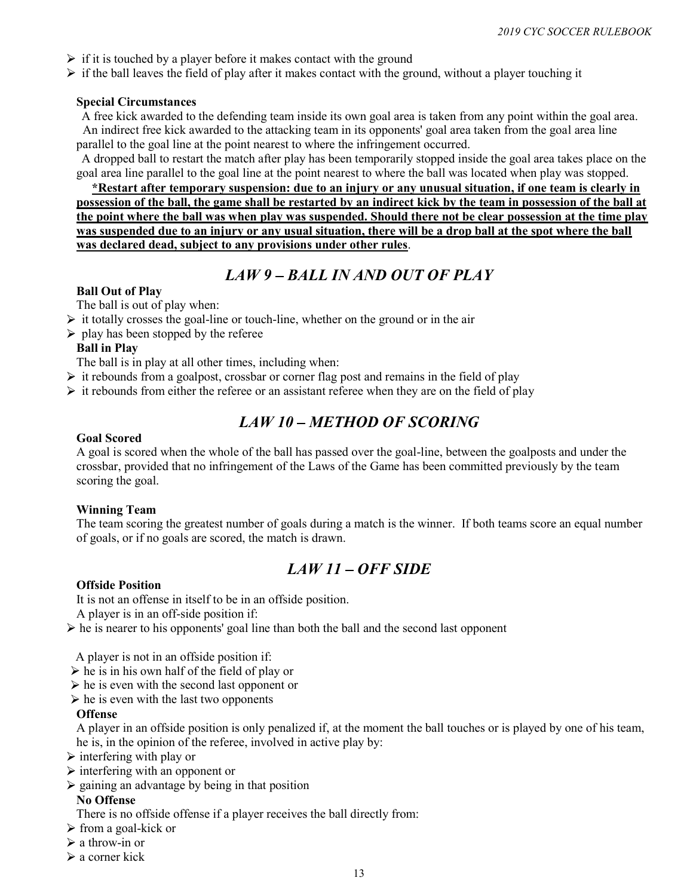- if it is touched by a player before it makes contact with the ground
- if the ball leaves the field of play after it makes contact with the ground, without a player touching it

**Special Circumstances**

A free kick awarded to the defending team inside its own goal area is taken from any point within the goal area.
An indirect free kick awarded to the attacking team in its opponents' goal area taken from the goal area line parallel to the goal line at the point nearest to where the infringement occurred.

A dropped ball to restart the match after play has been temporarily stopped inside the goal area takes place on the goal area line parallel to the goal line at the point nearest to where the ball was located when play was stopped.

<u>**\*Restart after temporary suspension: due to an injury or any unusual situation, if one team is clearly in possession of the ball, the game shall be restarted by an indirect kick by the team in possession of the ball at the point where the ball was when play was suspended. Should there not be clear possession at the time play was suspended due to an injury or any usual situation, there will be a drop ball at the spot where the ball was declared dead, subject to any provisions under other rules**</u>.

## *LAW 9 – BALL IN AND OUT OF PLAY*

**Ball Out of Play**

The ball is out of play when:

- it totally crosses the goal-line or touch-line, whether on the ground or in the air
- play has been stopped by the referee

**Ball in Play**

The ball is in play at all other times, including when:

- it rebounds from a goalpost, crossbar or corner flag post and remains in the field of play
- it rebounds from either the referee or an assistant referee when they are on the field of play

## *LAW 10 – METHOD OF SCORING*

**Goal Scored**

A goal is scored when the whole of the ball has passed over the goal-line, between the goalposts and under the crossbar, provided that no infringement of the Laws of the Game has been committed previously by the team scoring the goal.

**Winning Team**

The team scoring the greatest number of goals during a match is the winner. If both teams score an equal number of goals, or if no goals are scored, the match is drawn.

## *LAW 11 – OFF SIDE*

**Offside Position**

It is not an offense in itself to be in an offside position.

A player is in an off-side position if:

- he is nearer to his opponents' goal line than both the ball and the second last opponent

A player is not in an offside position if:

- he is in his own half of the field of play or
- he is even with the second last opponent or
- he is even with the last two opponents

**Offense**

A player in an offside position is only penalized if, at the moment the ball touches or is played by one of his team, he is, in the opinion of the referee, involved in active play by:

- interfering with play or
- interfering with an opponent or
- gaining an advantage by being in that position

**No Offense**

There is no offside offense if a player receives the ball directly from:

- from a goal-kick or
- a throw-in or
- a corner kick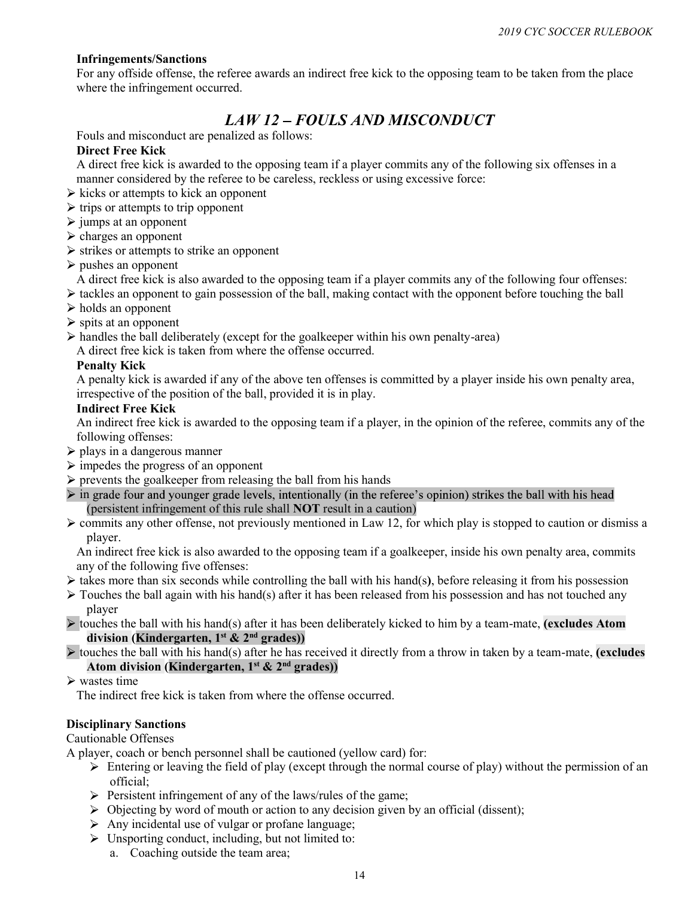**Infringements/Sanctions**

For any offside offense, the referee awards an indirect free kick to the opposing team to be taken from the place where the infringement occurred.

## *LAW 12 – FOULS AND MISCONDUCT*

Fouls and misconduct are penalized as follows:

**Direct Free Kick**

A direct free kick is awarded to the opposing team if a player commits any of the following six offenses in a manner considered by the referee to be careless, reckless or using excessive force:

- kicks or attempts to kick an opponent
- trips or attempts to trip opponent
- jumps at an opponent
- charges an opponent
- strikes or attempts to strike an opponent
- pushes an opponent

A direct free kick is also awarded to the opposing team if a player commits any of the following four offenses:

- tackles an opponent to gain possession of the ball, making contact with the opponent before touching the ball
- holds an opponent
- spits at an opponent
- handles the ball deliberately (except for the goalkeeper within his own penalty-area)

A direct free kick is taken from where the offense occurred.

**Penalty Kick**

A penalty kick is awarded if any of the above ten offenses is committed by a player inside his own penalty area, irrespective of the position of the ball, provided it is in play.

**Indirect Free Kick**

An indirect free kick is awarded to the opposing team if a player, in the opinion of the referee, commits any of the following offenses:

- plays in a dangerous manner
- impedes the progress of an opponent
- prevents the goalkeeper from releasing the ball from his hands
- in grade four and younger grade levels, intentionally (in the referee's opinion) strikes the ball with his head (persistent infringement of this rule shall **NOT** result in a caution)
- commits any other offense, not previously mentioned in Law 12, for which play is stopped to caution or dismiss a player.

An indirect free kick is also awarded to the opposing team if a goalkeeper, inside his own penalty area, commits any of the following five offenses:

- takes more than six seconds while controlling the ball with his hand(s**)**, before releasing it from his possession
- Touches the ball again with his hand(s) after it has been released from his possession and has not touched any player
- touches the ball with his hand(s) after it has been deliberately kicked to him by a team-mate, **(excludes Atom division (Kindergarten, 1st & 2nd grades))**
- touches the ball with his hand(s) after he has received it directly from a throw in taken by a team-mate, **(excludes Atom division (Kindergarten, 1st & 2nd grades))**
- wastes time

The indirect free kick is taken from where the offense occurred.

**Disciplinary Sanctions**

Cautionable Offenses

A player, coach or bench personnel shall be cautioned (yellow card) for:

- Entering or leaving the field of play (except through the normal course of play) without the permission of an official;
- Persistent infringement of any of the laws/rules of the game;
- Objecting by word of mouth or action to any decision given by an official (dissent);
- Any incidental use of vulgar or profane language;
- Unsporting conduct, including, but not limited to:
  a. Coaching outside the team area;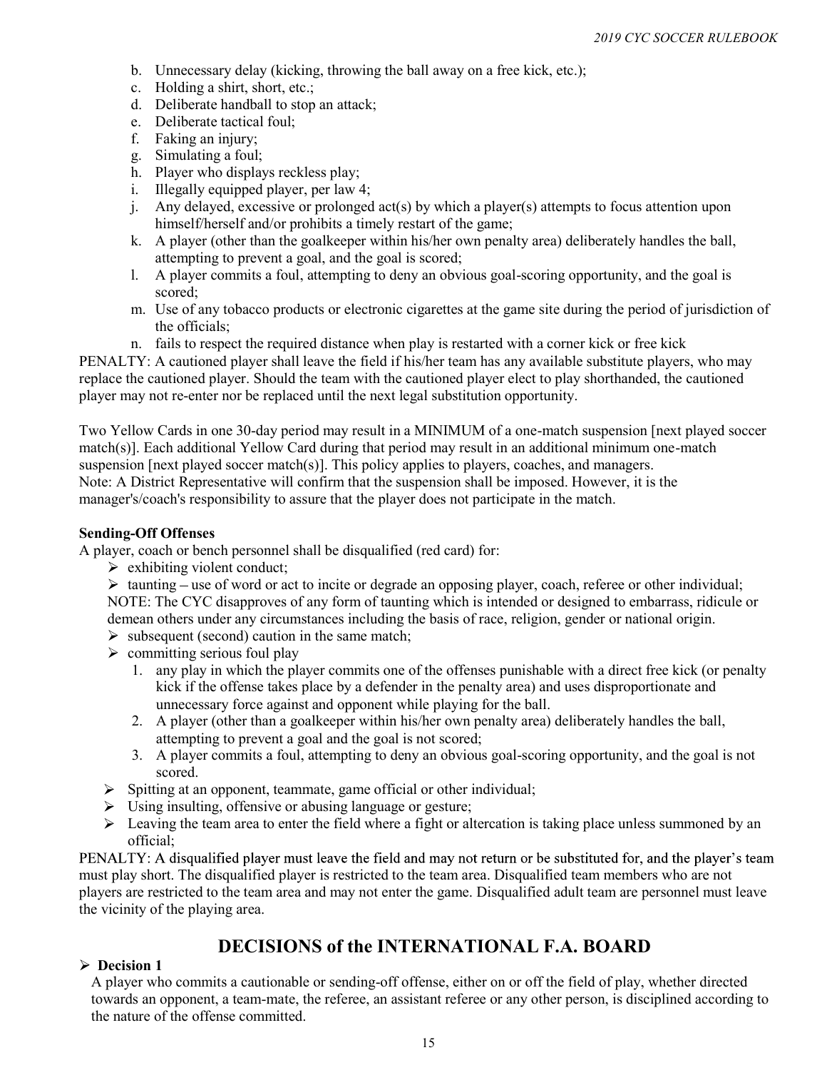b. Unnecessary delay (kicking, throwing the ball away on a free kick, etc.);
c. Holding a shirt, short, etc.;
d. Deliberate handball to stop an attack;
e. Deliberate tactical foul;
f. Faking an injury;
g. Simulating a foul;
h. Player who displays reckless play;
i. Illegally equipped player, per law 4;
j. Any delayed, excessive or prolonged act(s) by which a player(s) attempts to focus attention upon himself/herself and/or prohibits a timely restart of the game;
k. A player (other than the goalkeeper within his/her own penalty area) deliberately handles the ball, attempting to prevent a goal, and the goal is scored;
l. A player commits a foul, attempting to deny an obvious goal-scoring opportunity, and the goal is scored;
m. Use of any tobacco products or electronic cigarettes at the game site during the period of jurisdiction of the officials;
n. fails to respect the required distance when play is restarted with a corner kick or free kick

PENALTY: A cautioned player shall leave the field if his/her team has any available substitute players, who may replace the cautioned player. Should the team with the cautioned player elect to play shorthanded, the cautioned player may not re-enter nor be replaced until the next legal substitution opportunity.

Two Yellow Cards in one 30-day period may result in a MINIMUM of a one-match suspension [next played soccer match(s)]. Each additional Yellow Card during that period may result in an additional minimum one-match suspension [next played soccer match(s)]. This policy applies to players, coaches, and managers.
Note: A District Representative will confirm that the suspension shall be imposed. However, it is the manager's/coach's responsibility to assure that the player does not participate in the match.

**Sending-Off Offenses**

A player, coach or bench personnel shall be disqualified (red card) for:

- exhibiting violent conduct;
- taunting – use of word or act to incite or degrade an opposing player, coach, referee or other individual;
  NOTE: The CYC disapproves of any form of taunting which is intended or designed to embarrass, ridicule or demean others under any circumstances including the basis of race, religion, gender or national origin.
- subsequent (second) caution in the same match;
- committing serious foul play
  1. any play in which the player commits one of the offenses punishable with a direct free kick (or penalty kick if the offense takes place by a defender in the penalty area) and uses disproportionate and unnecessary force against and opponent while playing for the ball.
  2. A player (other than a goalkeeper within his/her own penalty area) deliberately handles the ball, attempting to prevent a goal and the goal is not scored;
  3. A player commits a foul, attempting to deny an obvious goal-scoring opportunity, and the goal is not scored.
- Spitting at an opponent, teammate, game official or other individual;
- Using insulting, offensive or abusing language or gesture;
- Leaving the team area to enter the field where a fight or altercation is taking place unless summoned by an official;

PENALTY: A disqualified player must leave the field and may not return or be substituted for, and the player's team must play short. The disqualified player is restricted to the team area. Disqualified team members who are not players are restricted to the team area and may not enter the game. Disqualified adult team are personnel must leave the vicinity of the playing area.

## DECISIONS of the INTERNATIONAL F.A. BOARD

- **Decision 1**

  A player who commits a cautionable or sending-off offense, either on or off the field of play, whether directed towards an opponent, a team-mate, the referee, an assistant referee or any other person, is disciplined according to the nature of the offense committed.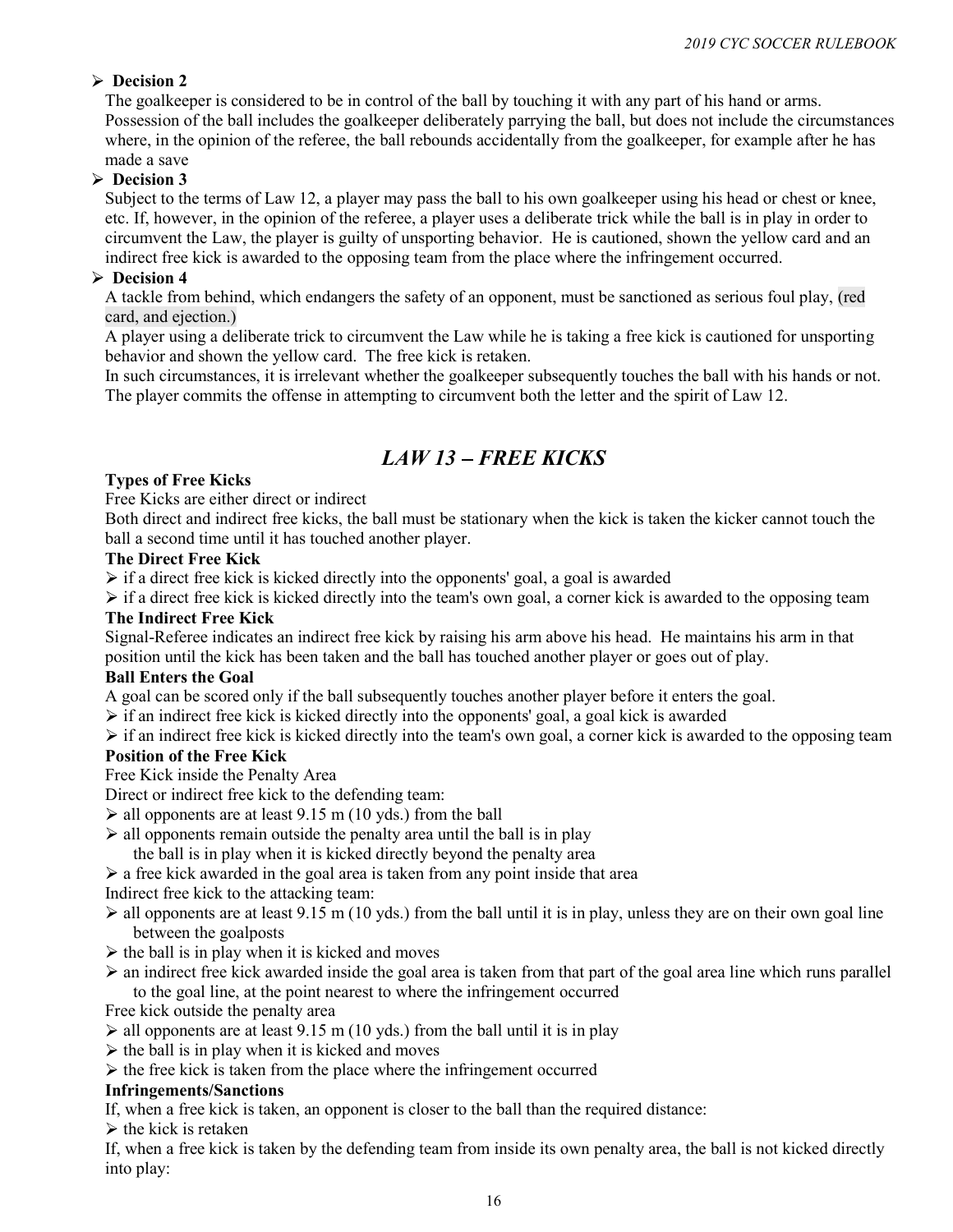- **Decision 2**

  The goalkeeper is considered to be in control of the ball by touching it with any part of his hand or arms. Possession of the ball includes the goalkeeper deliberately parrying the ball, but does not include the circumstances where, in the opinion of the referee, the ball rebounds accidentally from the goalkeeper, for example after he has made a save

- **Decision 3**

  Subject to the terms of Law 12, a player may pass the ball to his own goalkeeper using his head or chest or knee, etc. If, however, in the opinion of the referee, a player uses a deliberate trick while the ball is in play in order to circumvent the Law, the player is guilty of unsporting behavior. He is cautioned, shown the yellow card and an indirect free kick is awarded to the opposing team from the place where the infringement occurred.

- **Decision 4**

  A tackle from behind, which endangers the safety of an opponent, must be sanctioned as serious foul play, (red card, and ejection.)

  A player using a deliberate trick to circumvent the Law while he is taking a free kick is cautioned for unsporting behavior and shown the yellow card. The free kick is retaken.

  In such circumstances, it is irrelevant whether the goalkeeper subsequently touches the ball with his hands or not. The player commits the offense in attempting to circumvent both the letter and the spirit of Law 12.

## *LAW 13 – FREE KICKS*

**Types of Free Kicks**

Free Kicks are either direct or indirect

Both direct and indirect free kicks, the ball must be stationary when the kick is taken the kicker cannot touch the ball a second time until it has touched another player.

**The Direct Free Kick**

- if a direct free kick is kicked directly into the opponents' goal, a goal is awarded
- if a direct free kick is kicked directly into the team's own goal, a corner kick is awarded to the opposing team

**The Indirect Free Kick**

Signal-Referee indicates an indirect free kick by raising his arm above his head. He maintains his arm in that position until the kick has been taken and the ball has touched another player or goes out of play.

**Ball Enters the Goal**

A goal can be scored only if the ball subsequently touches another player before it enters the goal.

- if an indirect free kick is kicked directly into the opponents' goal, a goal kick is awarded
- if an indirect free kick is kicked directly into the team's own goal, a corner kick is awarded to the opposing team

**Position of the Free Kick**

Free Kick inside the Penalty Area

Direct or indirect free kick to the defending team:

- all opponents are at least 9.15 m (10 yds.) from the ball
- all opponents remain outside the penalty area until the ball is in play
  the ball is in play when it is kicked directly beyond the penalty area
- a free kick awarded in the goal area is taken from any point inside that area

Indirect free kick to the attacking team:

- all opponents are at least 9.15 m (10 yds.) from the ball until it is in play, unless they are on their own goal line between the goalposts
- the ball is in play when it is kicked and moves
- an indirect free kick awarded inside the goal area is taken from that part of the goal area line which runs parallel to the goal line, at the point nearest to where the infringement occurred

Free kick outside the penalty area

- all opponents are at least 9.15 m (10 yds.) from the ball until it is in play
- the ball is in play when it is kicked and moves
- the free kick is taken from the place where the infringement occurred

**Infringements/Sanctions**

If, when a free kick is taken, an opponent is closer to the ball than the required distance:

- the kick is retaken

If, when a free kick is taken by the defending team from inside its own penalty area, the ball is not kicked directly into play: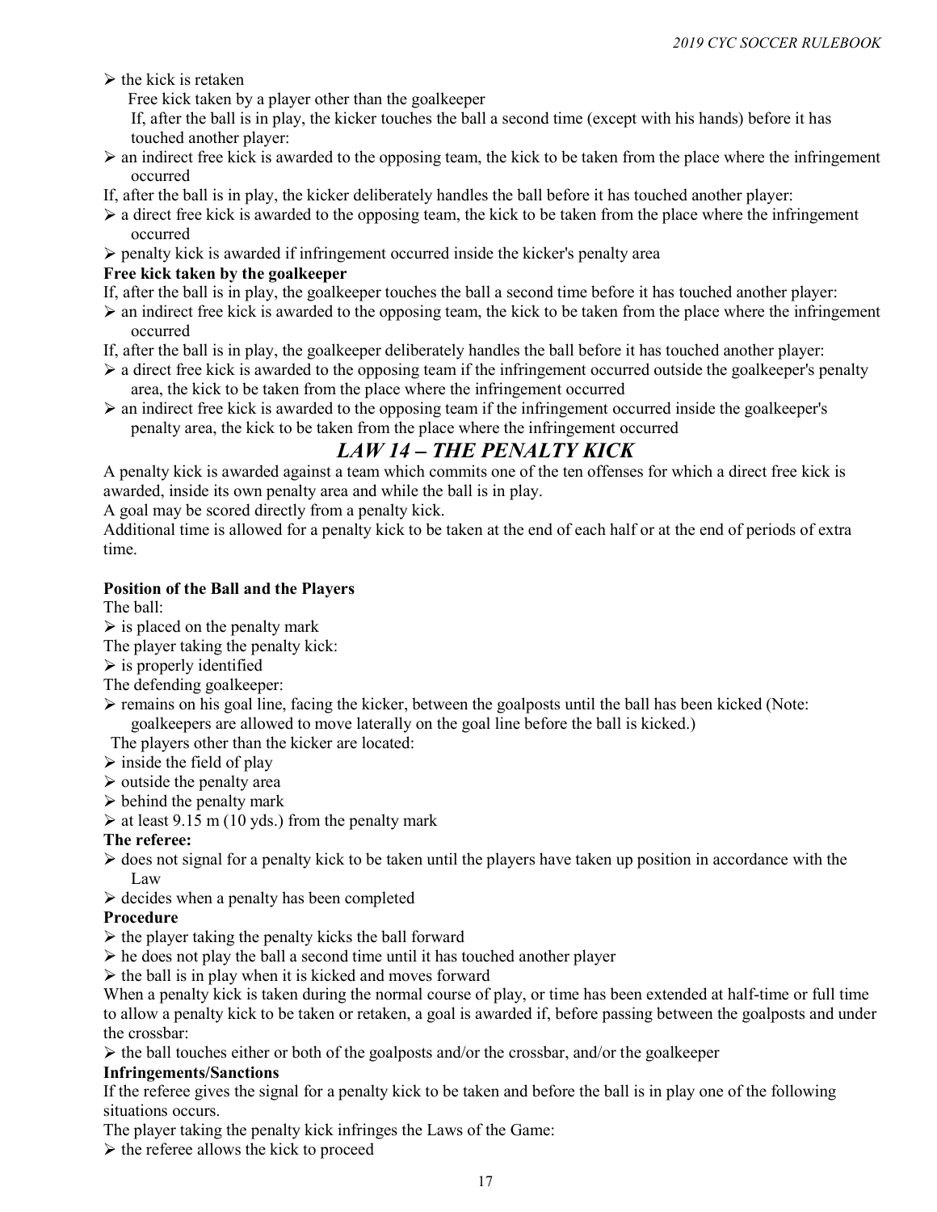- the kick is retaken

Free kick taken by a player other than the goalkeeper

If, after the ball is in play, the kicker touches the ball a second time (except with his hands) before it has touched another player:

- an indirect free kick is awarded to the opposing team, the kick to be taken from the place where the infringement occurred

If, after the ball is in play, the kicker deliberately handles the ball before it has touched another player:

- a direct free kick is awarded to the opposing team, the kick to be taken from the place where the infringement occurred
- penalty kick is awarded if infringement occurred inside the kicker's penalty area

**Free kick taken by the goalkeeper**

If, after the ball is in play, the goalkeeper touches the ball a second time before it has touched another player:

- an indirect free kick is awarded to the opposing team, the kick to be taken from the place where the infringement occurred

If, after the ball is in play, the goalkeeper deliberately handles the ball before it has touched another player:

- a direct free kick is awarded to the opposing team if the infringement occurred outside the goalkeeper's penalty area, the kick to be taken from the place where the infringement occurred
- an indirect free kick is awarded to the opposing team if the infringement occurred inside the goalkeeper's penalty area, the kick to be taken from the place where the infringement occurred

## *LAW 14 – THE PENALTY KICK*

A penalty kick is awarded against a team which commits one of the ten offenses for which a direct free kick is awarded, inside its own penalty area and while the ball is in play.

A goal may be scored directly from a penalty kick.

Additional time is allowed for a penalty kick to be taken at the end of each half or at the end of periods of extra time.

**Position of the Ball and the Players**

The ball:

- is placed on the penalty mark

The player taking the penalty kick:

- is properly identified

The defending goalkeeper:

- remains on his goal line, facing the kicker, between the goalposts until the ball has been kicked (Note: goalkeepers are allowed to move laterally on the goal line before the ball is kicked.)

The players other than the kicker are located:

- inside the field of play
- outside the penalty area
- behind the penalty mark
- at least 9.15 m (10 yds.) from the penalty mark

**The referee:**

- does not signal for a penalty kick to be taken until the players have taken up position in accordance with the Law
- decides when a penalty has been completed

**Procedure**

- the player taking the penalty kicks the ball forward
- he does not play the ball a second time until it has touched another player
- the ball is in play when it is kicked and moves forward

When a penalty kick is taken during the normal course of play, or time has been extended at half-time or full time to allow a penalty kick to be taken or retaken, a goal is awarded if, before passing between the goalposts and under the crossbar:

- the ball touches either or both of the goalposts and/or the crossbar, and/or the goalkeeper

**Infringements/Sanctions**

If the referee gives the signal for a penalty kick to be taken and before the ball is in play one of the following situations occurs.

The player taking the penalty kick infringes the Laws of the Game:

- the referee allows the kick to proceed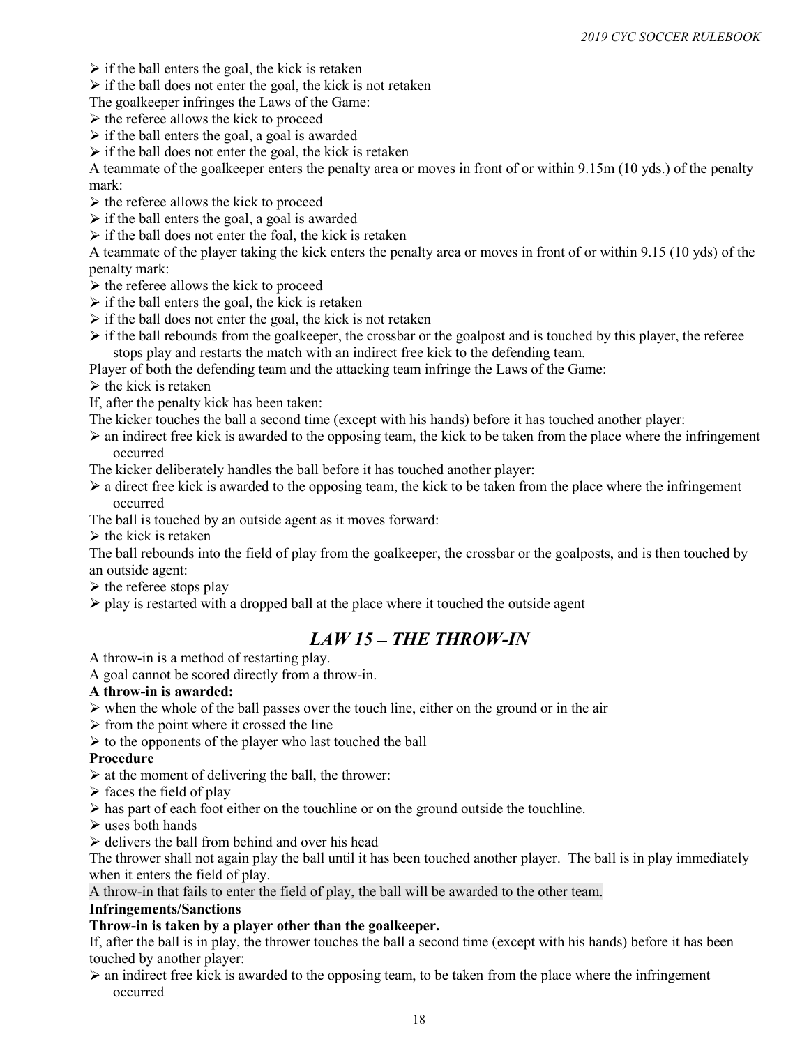- if the ball enters the goal, the kick is retaken
- if the ball does not enter the goal, the kick is not retaken

The goalkeeper infringes the Laws of the Game:

- the referee allows the kick to proceed
- if the ball enters the goal, a goal is awarded
- if the ball does not enter the goal, the kick is retaken

A teammate of the goalkeeper enters the penalty area or moves in front of or within 9.15m (10 yds.) of the penalty mark:

- the referee allows the kick to proceed
- if the ball enters the goal, a goal is awarded
- if the ball does not enter the foal, the kick is retaken

A teammate of the player taking the kick enters the penalty area or moves in front of or within 9.15 (10 yds) of the penalty mark:

- the referee allows the kick to proceed
- if the ball enters the goal, the kick is retaken
- if the ball does not enter the goal, the kick is not retaken
- if the ball rebounds from the goalkeeper, the crossbar or the goalpost and is touched by this player, the referee stops play and restarts the match with an indirect free kick to the defending team.

Player of both the defending team and the attacking team infringe the Laws of the Game:

- the kick is retaken

If, after the penalty kick has been taken:

The kicker touches the ball a second time (except with his hands) before it has touched another player:

- an indirect free kick is awarded to the opposing team, the kick to be taken from the place where the infringement occurred

The kicker deliberately handles the ball before it has touched another player:

- a direct free kick is awarded to the opposing team, the kick to be taken from the place where the infringement occurred

The ball is touched by an outside agent as it moves forward:

- the kick is retaken

The ball rebounds into the field of play from the goalkeeper, the crossbar or the goalposts, and is then touched by an outside agent:

- the referee stops play
- play is restarted with a dropped ball at the place where it touched the outside agent

## *LAW 15 – THE THROW-IN*

A throw-in is a method of restarting play.

A goal cannot be scored directly from a throw-in.

**A throw-in is awarded:**

- when the whole of the ball passes over the touch line, either on the ground or in the air
- from the point where it crossed the line
- to the opponents of the player who last touched the ball

**Procedure**

- at the moment of delivering the ball, the thrower:
- faces the field of play
- has part of each foot either on the touchline or on the ground outside the touchline.
- uses both hands
- delivers the ball from behind and over his head

The thrower shall not again play the ball until it has been touched another player. The ball is in play immediately when it enters the field of play.

A throw-in that fails to enter the field of play, the ball will be awarded to the other team.

**Infringements/Sanctions**

**Throw-in is taken by a player other than the goalkeeper.**

If, after the ball is in play, the thrower touches the ball a second time (except with his hands) before it has been touched by another player:

- an indirect free kick is awarded to the opposing team, to be taken from the place where the infringement occurred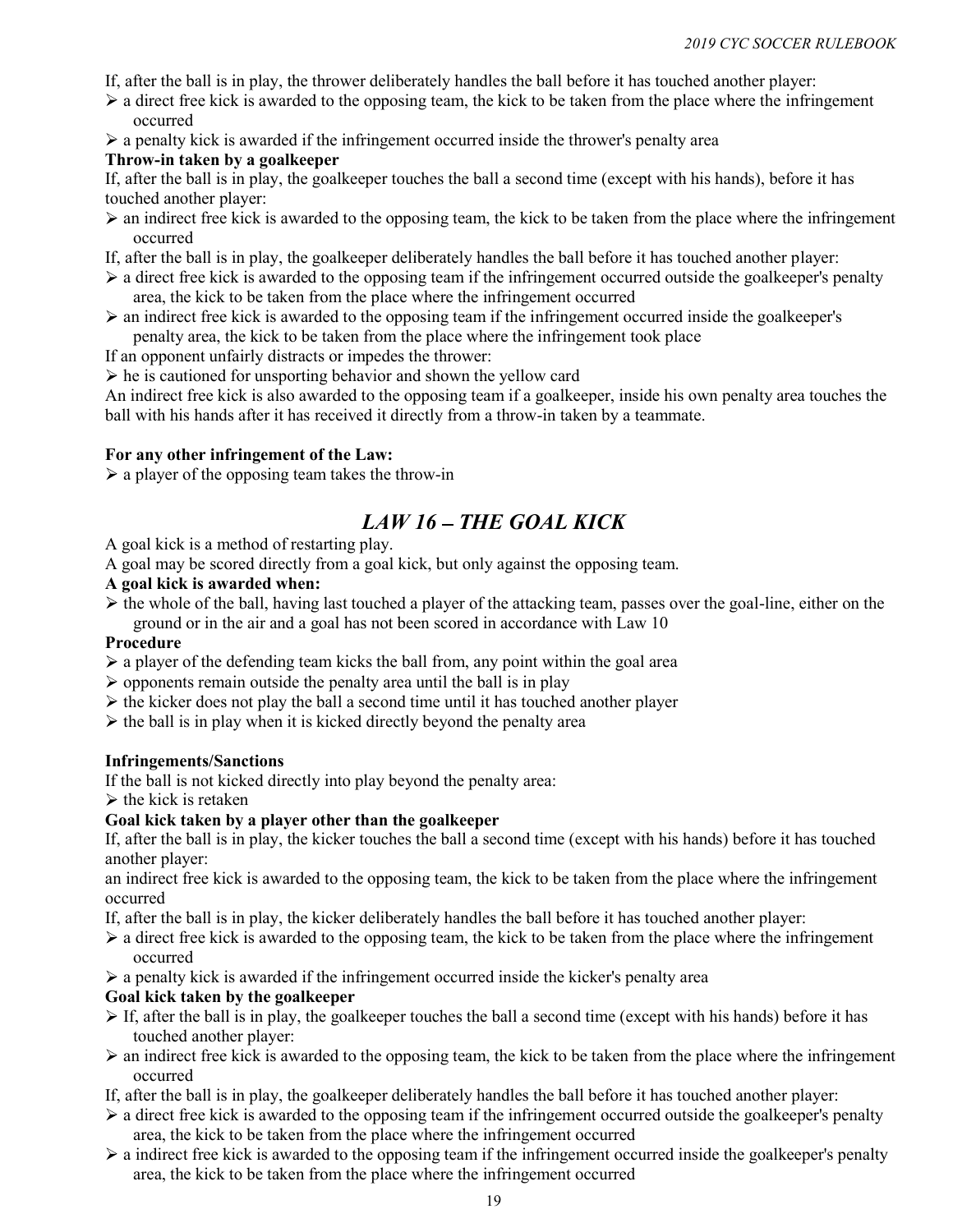If, after the ball is in play, the thrower deliberately handles the ball before it has touched another player:

- a direct free kick is awarded to the opposing team, the kick to be taken from the place where the infringement occurred
- a penalty kick is awarded if the infringement occurred inside the thrower's penalty area

**Throw-in taken by a goalkeeper**

If, after the ball is in play, the goalkeeper touches the ball a second time (except with his hands), before it has touched another player:

- an indirect free kick is awarded to the opposing team, the kick to be taken from the place where the infringement occurred

If, after the ball is in play, the goalkeeper deliberately handles the ball before it has touched another player:

- a direct free kick is awarded to the opposing team if the infringement occurred outside the goalkeeper's penalty area, the kick to be taken from the place where the infringement occurred
- an indirect free kick is awarded to the opposing team if the infringement occurred inside the goalkeeper's penalty area, the kick to be taken from the place where the infringement took place

If an opponent unfairly distracts or impedes the thrower:

- he is cautioned for unsporting behavior and shown the yellow card

An indirect free kick is also awarded to the opposing team if a goalkeeper, inside his own penalty area touches the ball with his hands after it has received it directly from a throw-in taken by a teammate.

**For any other infringement of the Law:**

- a player of the opposing team takes the throw-in

## *LAW 16 – THE GOAL KICK*

A goal kick is a method of restarting play.

A goal may be scored directly from a goal kick, but only against the opposing team.

**A goal kick is awarded when:**

- the whole of the ball, having last touched a player of the attacking team, passes over the goal-line, either on the ground or in the air and a goal has not been scored in accordance with Law 10

**Procedure**

- a player of the defending team kicks the ball from, any point within the goal area
- opponents remain outside the penalty area until the ball is in play
- the kicker does not play the ball a second time until it has touched another player
- the ball is in play when it is kicked directly beyond the penalty area

**Infringements/Sanctions**

If the ball is not kicked directly into play beyond the penalty area:

- the kick is retaken

**Goal kick taken by a player other than the goalkeeper**

If, after the ball is in play, the kicker touches the ball a second time (except with his hands) before it has touched another player:

an indirect free kick is awarded to the opposing team, the kick to be taken from the place where the infringement occurred

If, after the ball is in play, the kicker deliberately handles the ball before it has touched another player:

- a direct free kick is awarded to the opposing team, the kick to be taken from the place where the infringement occurred
- a penalty kick is awarded if the infringement occurred inside the kicker's penalty area

**Goal kick taken by the goalkeeper**

- If, after the ball is in play, the goalkeeper touches the ball a second time (except with his hands) before it has touched another player:
- an indirect free kick is awarded to the opposing team, the kick to be taken from the place where the infringement occurred

If, after the ball is in play, the goalkeeper deliberately handles the ball before it has touched another player:

- a direct free kick is awarded to the opposing team if the infringement occurred outside the goalkeeper's penalty area, the kick to be taken from the place where the infringement occurred
- a indirect free kick is awarded to the opposing team if the infringement occurred inside the goalkeeper's penalty area, the kick to be taken from the place where the infringement occurred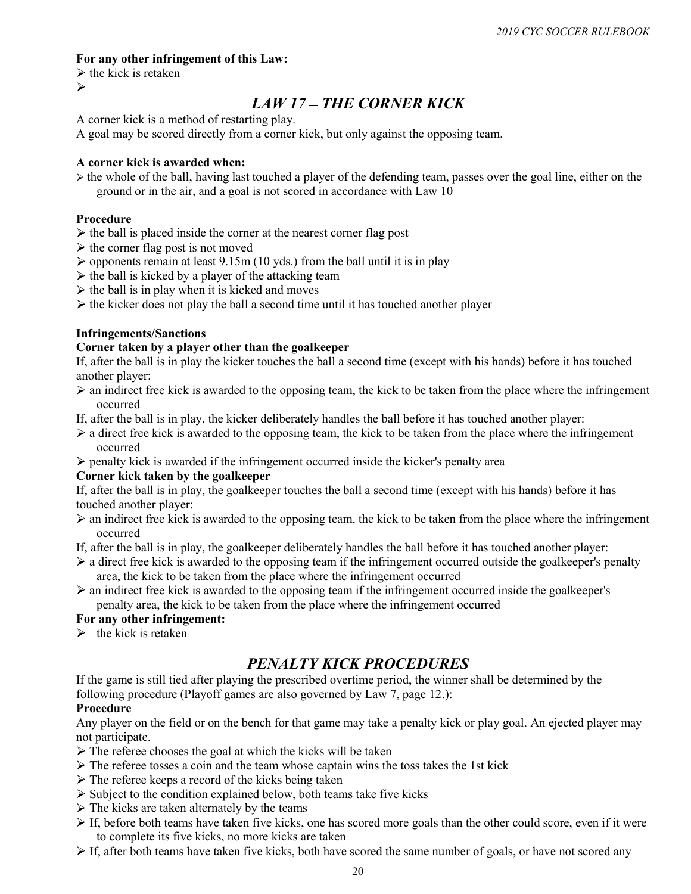**For any other infringement of this Law:**

- the kick is retaken

## *LAW 17 – THE CORNER KICK*

A corner kick is a method of restarting play.

A goal may be scored directly from a corner kick, but only against the opposing team.

**A corner kick is awarded when:**

- the whole of the ball, having last touched a player of the defending team, passes over the goal line, either on the ground or in the air, and a goal is not scored in accordance with Law 10

**Procedure**

- the ball is placed inside the corner at the nearest corner flag post
- the corner flag post is not moved
- opponents remain at least 9.15m (10 yds.) from the ball until it is in play
- the ball is kicked by a player of the attacking team
- the ball is in play when it is kicked and moves
- the kicker does not play the ball a second time until it has touched another player

**Infringements/Sanctions**

**Corner taken by a player other than the goalkeeper**

If, after the ball is in play the kicker touches the ball a second time (except with his hands) before it has touched another player:

- an indirect free kick is awarded to the opposing team, the kick to be taken from the place where the infringement occurred

If, after the ball is in play, the kicker deliberately handles the ball before it has touched another player:

- a direct free kick is awarded to the opposing team, the kick to be taken from the place where the infringement occurred
- penalty kick is awarded if the infringement occurred inside the kicker's penalty area

**Corner kick taken by the goalkeeper**

If, after the ball is in play, the goalkeeper touches the ball a second time (except with his hands) before it has touched another player:

- an indirect free kick is awarded to the opposing team, the kick to be taken from the place where the infringement occurred

If, after the ball is in play, the goalkeeper deliberately handles the ball before it has touched another player:

- a direct free kick is awarded to the opposing team if the infringement occurred outside the goalkeeper's penalty area, the kick to be taken from the place where the infringement occurred
- an indirect free kick is awarded to the opposing team if the infringement occurred inside the goalkeeper's penalty area, the kick to be taken from the place where the infringement occurred

**For any other infringement:**

- the kick is retaken

## *PENALTY KICK PROCEDURES*

If the game is still tied after playing the prescribed overtime period, the winner shall be determined by the following procedure (Playoff games are also governed by Law 7, page 12.):

**Procedure**

Any player on the field or on the bench for that game may take a penalty kick or play goal. An ejected player may not participate.

- The referee chooses the goal at which the kicks will be taken
- The referee tosses a coin and the team whose captain wins the toss takes the 1st kick
- The referee keeps a record of the kicks being taken
- Subject to the condition explained below, both teams take five kicks
- The kicks are taken alternately by the teams
- If, before both teams have taken five kicks, one has scored more goals than the other could score, even if it were to complete its five kicks, no more kicks are taken
- If, after both teams have taken five kicks, both have scored the same number of goals, or have not scored any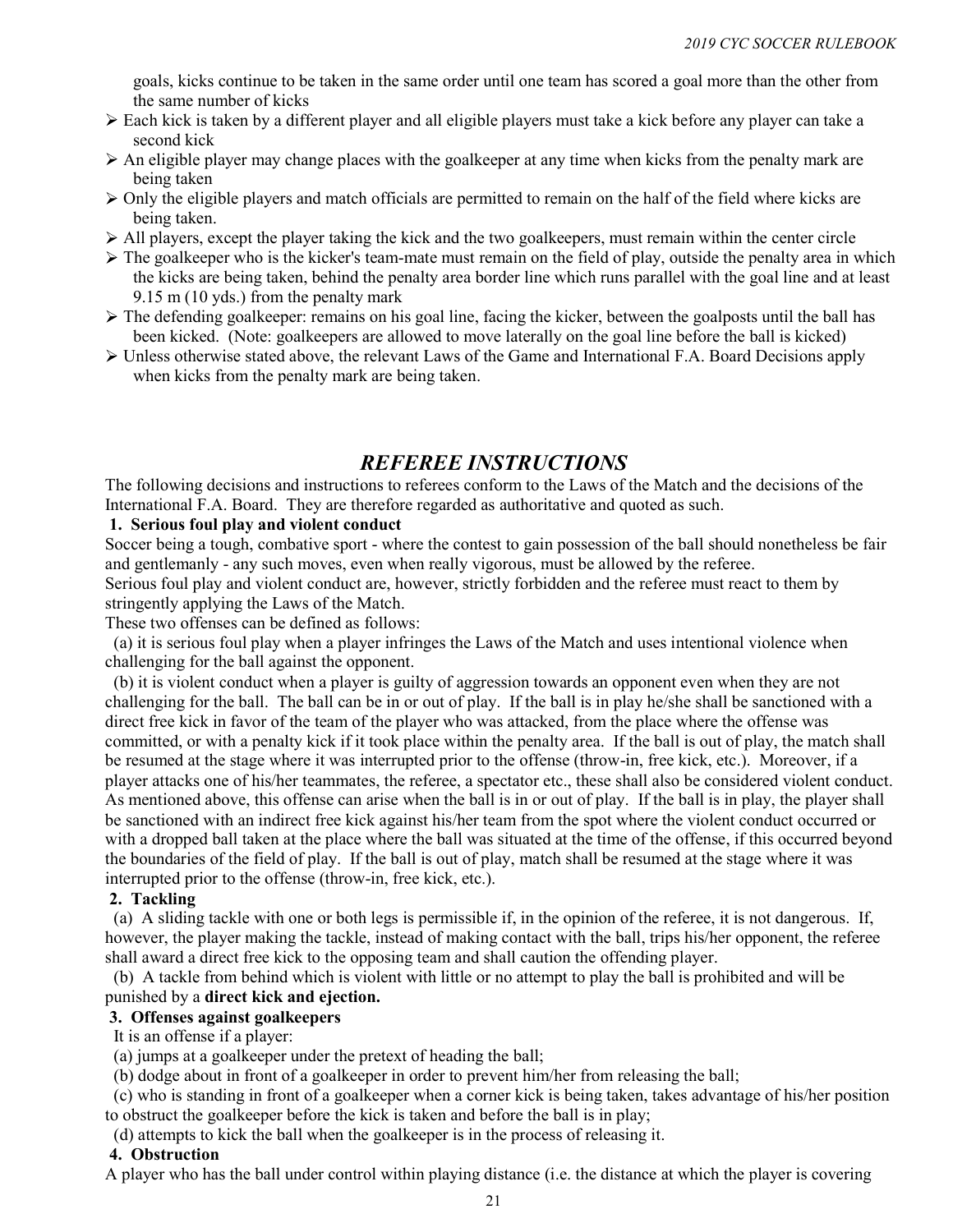goals, kicks continue to be taken in the same order until one team has scored a goal more than the other from the same number of kicks

- Each kick is taken by a different player and all eligible players must take a kick before any player can take a second kick
- An eligible player may change places with the goalkeeper at any time when kicks from the penalty mark are being taken
- Only the eligible players and match officials are permitted to remain on the half of the field where kicks are being taken.
- All players, except the player taking the kick and the two goalkeepers, must remain within the center circle
- The goalkeeper who is the kicker's team-mate must remain on the field of play, outside the penalty area in which the kicks are being taken, behind the penalty area border line which runs parallel with the goal line and at least 9.15 m (10 yds.) from the penalty mark
- The defending goalkeeper: remains on his goal line, facing the kicker, between the goalposts until the ball has been kicked. (Note: goalkeepers are allowed to move laterally on the goal line before the ball is kicked)
- Unless otherwise stated above, the relevant Laws of the Game and International F.A. Board Decisions apply when kicks from the penalty mark are being taken.

## *REFEREE INSTRUCTIONS*

The following decisions and instructions to referees conform to the Laws of the Match and the decisions of the International F.A. Board. They are therefore regarded as authoritative and quoted as such.

**1. Serious foul play and violent conduct**

Soccer being a tough, combative sport - where the contest to gain possession of the ball should nonetheless be fair and gentlemanly - any such moves, even when really vigorous, must be allowed by the referee.

Serious foul play and violent conduct are, however, strictly forbidden and the referee must react to them by stringently applying the Laws of the Match.

These two offenses can be defined as follows:

(a) it is serious foul play when a player infringes the Laws of the Match and uses intentional violence when challenging for the ball against the opponent.

(b) it is violent conduct when a player is guilty of aggression towards an opponent even when they are not challenging for the ball. The ball can be in or out of play. If the ball is in play he/she shall be sanctioned with a direct free kick in favor of the team of the player who was attacked, from the place where the offense was committed, or with a penalty kick if it took place within the penalty area. If the ball is out of play, the match shall be resumed at the stage where it was interrupted prior to the offense (throw-in, free kick, etc.). Moreover, if a player attacks one of his/her teammates, the referee, a spectator etc., these shall also be considered violent conduct. As mentioned above, this offense can arise when the ball is in or out of play. If the ball is in play, the player shall be sanctioned with an indirect free kick against his/her team from the spot where the violent conduct occurred or with a dropped ball taken at the place where the ball was situated at the time of the offense, if this occurred beyond the boundaries of the field of play. If the ball is out of play, match shall be resumed at the stage where it was interrupted prior to the offense (throw-in, free kick, etc.).

**2. Tackling**

(a) A sliding tackle with one or both legs is permissible if, in the opinion of the referee, it is not dangerous. If, however, the player making the tackle, instead of making contact with the ball, trips his/her opponent, the referee shall award a direct free kick to the opposing team and shall caution the offending player.

(b) A tackle from behind which is violent with little or no attempt to play the ball is prohibited and will be punished by a **direct kick and ejection.**

**3. Offenses against goalkeepers**

It is an offense if a player:

(a) jumps at a goalkeeper under the pretext of heading the ball;

(b) dodge about in front of a goalkeeper in order to prevent him/her from releasing the ball;

(c) who is standing in front of a goalkeeper when a corner kick is being taken, takes advantage of his/her position to obstruct the goalkeeper before the kick is taken and before the ball is in play;

(d) attempts to kick the ball when the goalkeeper is in the process of releasing it.

**4. Obstruction**

A player who has the ball under control within playing distance (i.e. the distance at which the player is covering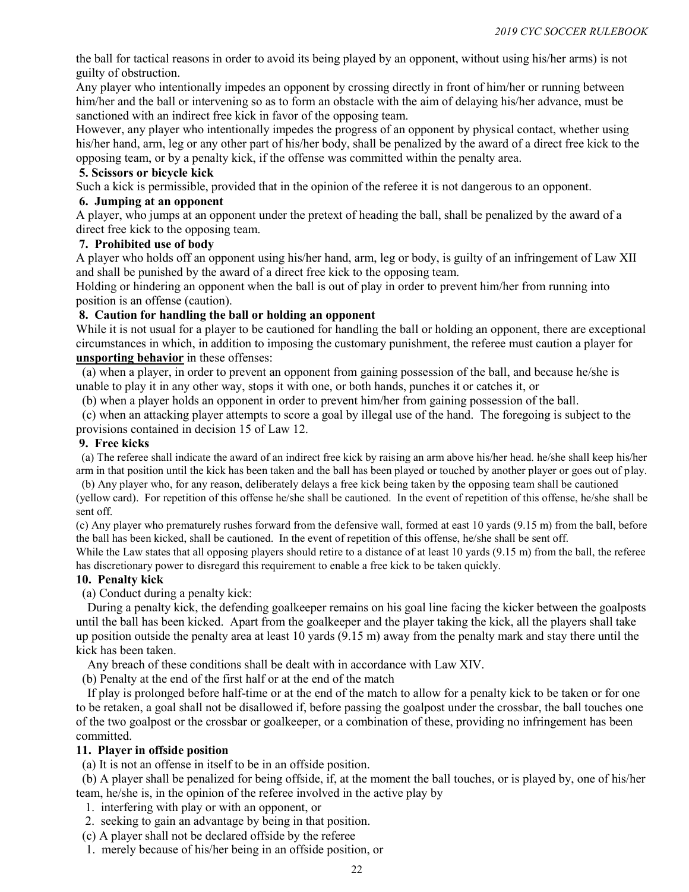the ball for tactical reasons in order to avoid its being played by an opponent, without using his/her arms) is not guilty of obstruction.

Any player who intentionally impedes an opponent by crossing directly in front of him/her or running between him/her and the ball or intervening so as to form an obstacle with the aim of delaying his/her advance, must be sanctioned with an indirect free kick in favor of the opposing team.

However, any player who intentionally impedes the progress of an opponent by physical contact, whether using his/her hand, arm, leg or any other part of his/her body, shall be penalized by the award of a direct free kick to the opposing team, or by a penalty kick, if the offense was committed within the penalty area.

**5. Scissors or bicycle kick**

Such a kick is permissible, provided that in the opinion of the referee it is not dangerous to an opponent.

**6. Jumping at an opponent**

A player, who jumps at an opponent under the pretext of heading the ball, shall be penalized by the award of a direct free kick to the opposing team.

**7. Prohibited use of body**

A player who holds off an opponent using his/her hand, arm, leg or body, is guilty of an infringement of Law XII and shall be punished by the award of a direct free kick to the opposing team.

Holding or hindering an opponent when the ball is out of play in order to prevent him/her from running into position is an offense (caution).

**8. Caution for handling the ball or holding an opponent**

While it is not usual for a player to be cautioned for handling the ball or holding an opponent, there are exceptional circumstances in which, in addition to imposing the customary punishment, the referee must caution a player for **unsporting behavior** in these offenses:

(a) when a player, in order to prevent an opponent from gaining possession of the ball, and because he/she is unable to play it in any other way, stops it with one, or both hands, punches it or catches it, or

(b) when a player holds an opponent in order to prevent him/her from gaining possession of the ball.

(c) when an attacking player attempts to score a goal by illegal use of the hand. The foregoing is subject to the provisions contained in decision 15 of Law 12.

**9. Free kicks**

(a) The referee shall indicate the award of an indirect free kick by raising an arm above his/her head. he/she shall keep his/her arm in that position until the kick has been taken and the ball has been played or touched by another player or goes out of play.

(b) Any player who, for any reason, deliberately delays a free kick being taken by the opposing team shall be cautioned (yellow card). For repetition of this offense he/she shall be cautioned. In the event of repetition of this offense, he/she shall be sent off.

(c) Any player who prematurely rushes forward from the defensive wall, formed at east 10 yards (9.15 m) from the ball, before the ball has been kicked, shall be cautioned. In the event of repetition of this offense, he/she shall be sent off.

While the Law states that all opposing players should retire to a distance of at least 10 yards (9.15 m) from the ball, the referee has discretionary power to disregard this requirement to enable a free kick to be taken quickly.

**10. Penalty kick**

(a) Conduct during a penalty kick:

During a penalty kick, the defending goalkeeper remains on his goal line facing the kicker between the goalposts until the ball has been kicked. Apart from the goalkeeper and the player taking the kick, all the players shall take up position outside the penalty area at least 10 yards (9.15 m) away from the penalty mark and stay there until the kick has been taken.

Any breach of these conditions shall be dealt with in accordance with Law XIV.

(b) Penalty at the end of the first half or at the end of the match

If play is prolonged before half-time or at the end of the match to allow for a penalty kick to be taken or for one to be retaken, a goal shall not be disallowed if, before passing the goalpost under the crossbar, the ball touches one of the two goalpost or the crossbar or goalkeeper, or a combination of these, providing no infringement has been committed.

**11. Player in offside position**

(a) It is not an offense in itself to be in an offside position.

(b) A player shall be penalized for being offside, if, at the moment the ball touches, or is played by, one of his/her team, he/she is, in the opinion of the referee involved in the active play by

1. interfering with play or with an opponent, or
2. seeking to gain an advantage by being in that position.

(c) A player shall not be declared offside by the referee

1. merely because of his/her being in an offside position, or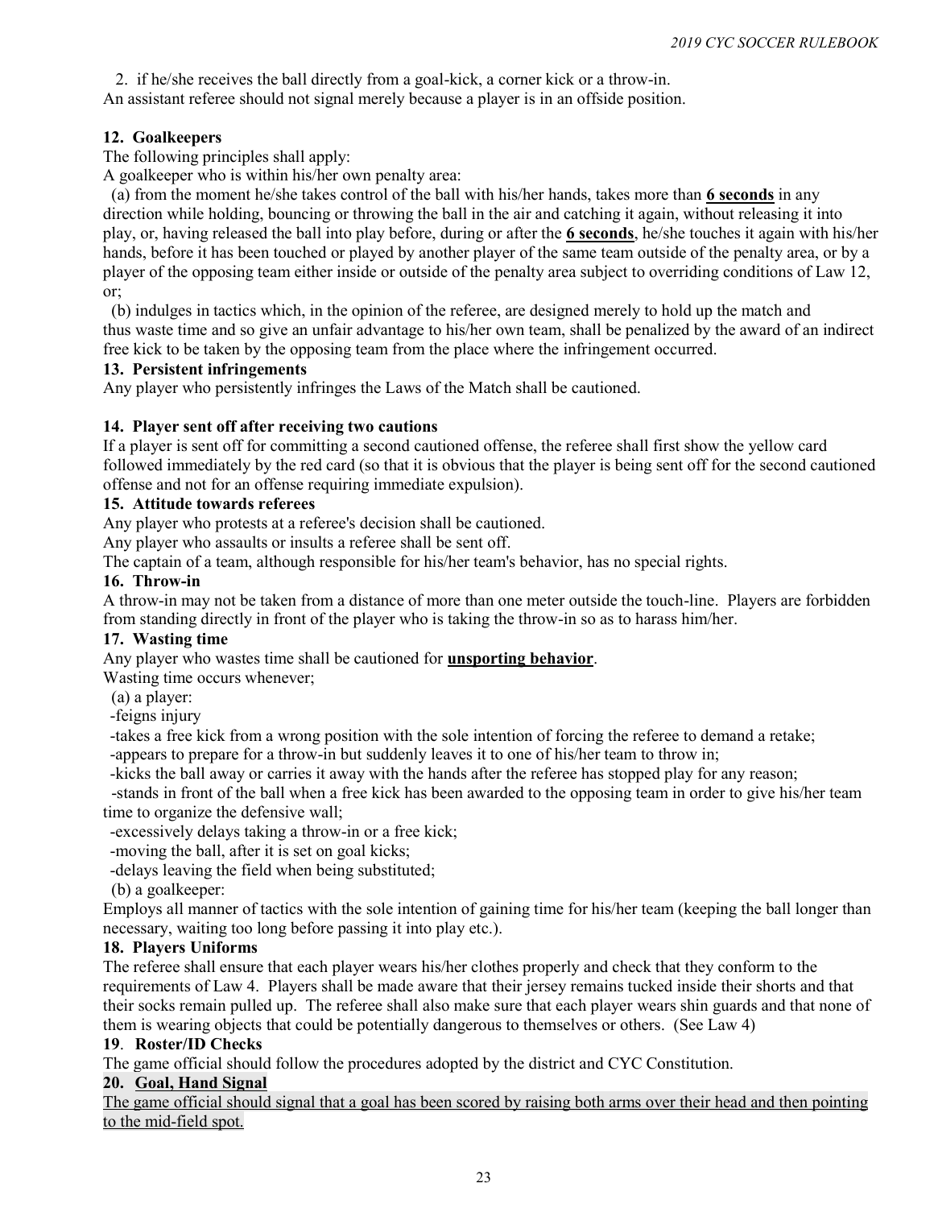2. if he/she receives the ball directly from a goal-kick, a corner kick or a throw-in.

An assistant referee should not signal merely because a player is in an offside position.

**12. Goalkeepers**

The following principles shall apply:

A goalkeeper who is within his/her own penalty area:

(a) from the moment he/she takes control of the ball with his/her hands, takes more than **<u>6 seconds</u>** in any direction while holding, bouncing or throwing the ball in the air and catching it again, without releasing it into play, or, having released the ball into play before, during or after the **<u>6 seconds</u>**, he/she touches it again with his/her hands, before it has been touched or played by another player of the same team outside of the penalty area, or by a player of the opposing team either inside or outside of the penalty area subject to overriding conditions of Law 12, or;

(b) indulges in tactics which, in the opinion of the referee, are designed merely to hold up the match and thus waste time and so give an unfair advantage to his/her own team, shall be penalized by the award of an indirect free kick to be taken by the opposing team from the place where the infringement occurred.

**13. Persistent infringements**

Any player who persistently infringes the Laws of the Match shall be cautioned.

**14. Player sent off after receiving two cautions**

If a player is sent off for committing a second cautioned offense, the referee shall first show the yellow card followed immediately by the red card (so that it is obvious that the player is being sent off for the second cautioned offense and not for an offense requiring immediate expulsion).

**15. Attitude towards referees**

Any player who protests at a referee's decision shall be cautioned.

Any player who assaults or insults a referee shall be sent off.

The captain of a team, although responsible for his/her team's behavior, has no special rights.

**16. Throw-in**

A throw-in may not be taken from a distance of more than one meter outside the touch-line. Players are forbidden from standing directly in front of the player who is taking the throw-in so as to harass him/her.

**17. Wasting time**

Any player who wastes time shall be cautioned for **<u>unsporting behavior</u>**.

Wasting time occurs whenever;

(a) a player:

-feigns injury

-takes a free kick from a wrong position with the sole intention of forcing the referee to demand a retake;

-appears to prepare for a throw-in but suddenly leaves it to one of his/her team to throw in;

-kicks the ball away or carries it away with the hands after the referee has stopped play for any reason;

-stands in front of the ball when a free kick has been awarded to the opposing team in order to give his/her team time to organize the defensive wall;

-excessively delays taking a throw-in or a free kick;

-moving the ball, after it is set on goal kicks;

-delays leaving the field when being substituted;

(b) a goalkeeper:

Employs all manner of tactics with the sole intention of gaining time for his/her team (keeping the ball longer than necessary, waiting too long before passing it into play etc.).

**18. Players Uniforms**

The referee shall ensure that each player wears his/her clothes properly and check that they conform to the requirements of Law 4. Players shall be made aware that their jersey remains tucked inside their shorts and that their socks remain pulled up. The referee shall also make sure that each player wears shin guards and that none of them is wearing objects that could be potentially dangerous to themselves or others. (See Law 4)

**19. Roster/ID Checks**

The game official should follow the procedures adopted by the district and CYC Constitution.

**20. <u>Goal, Hand Signal</u>**

<u>The game official should signal that a goal has been scored by raising both arms over their head and then pointing to the mid-field spot.</u>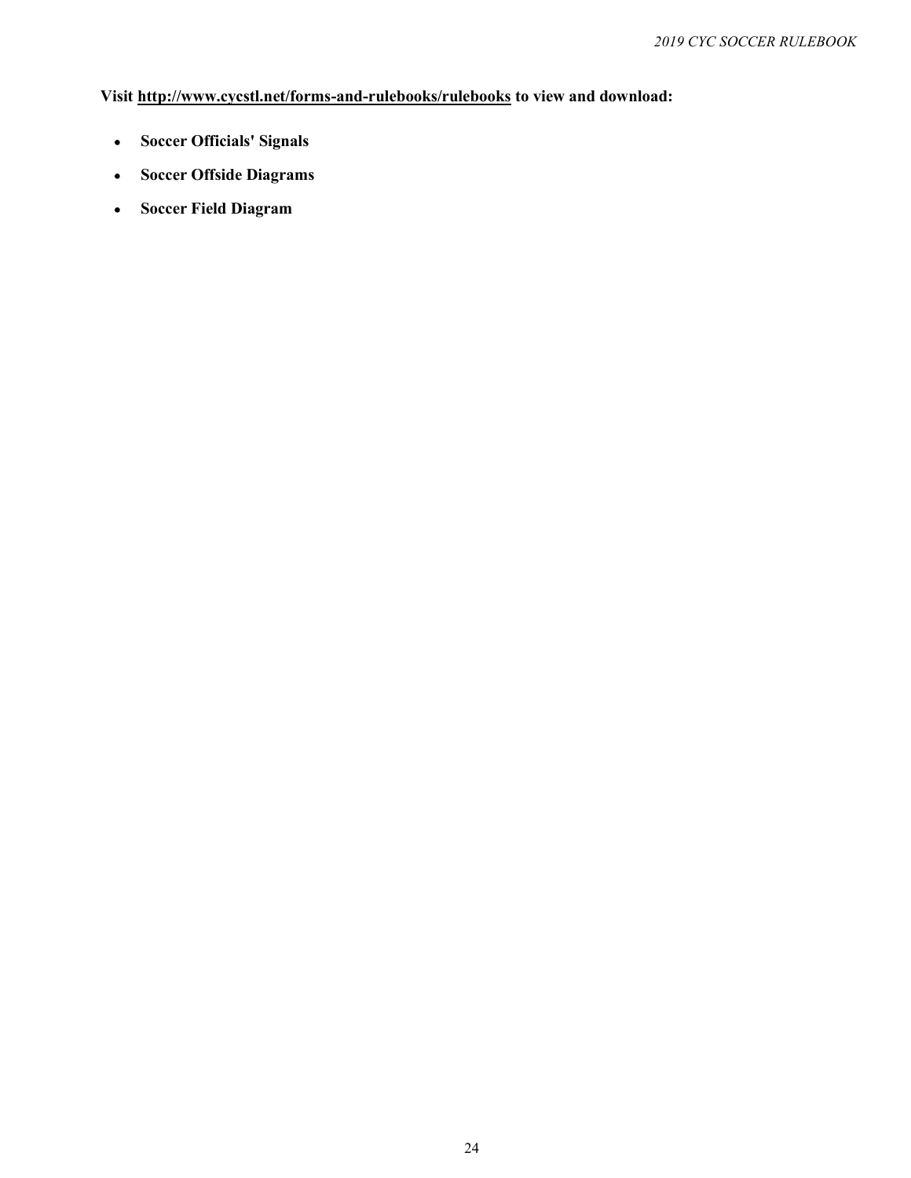**Visit http://www.cycstl.net/forms-and-rulebooks/rulebooks to view and download:**

- **Soccer Officials' Signals**
- **Soccer Offside Diagrams**
- **Soccer Field Diagram**